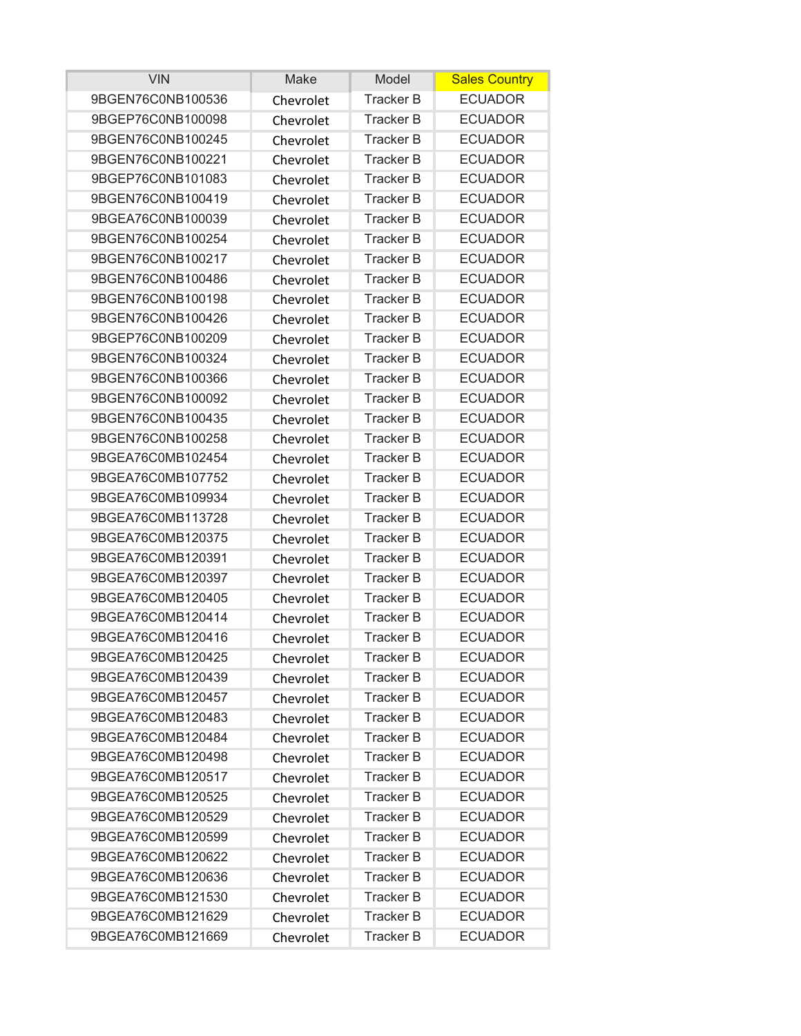| VIN | Make | Model | Sales Country |
|---|---|---|---|
| 9BGEN76C0NB100536 | Chevrolet | Tracker B | ECUADOR |
| 9BGEP76C0NB100098 | Chevrolet | Tracker B | ECUADOR |
| 9BGEN76C0NB100245 | Chevrolet | Tracker B | ECUADOR |
| 9BGEN76C0NB100221 | Chevrolet | Tracker B | ECUADOR |
| 9BGEP76C0NB101083 | Chevrolet | Tracker B | ECUADOR |
| 9BGEN76C0NB100419 | Chevrolet | Tracker B | ECUADOR |
| 9BGEA76C0NB100039 | Chevrolet | Tracker B | ECUADOR |
| 9BGEN76C0NB100254 | Chevrolet | Tracker B | ECUADOR |
| 9BGEN76C0NB100217 | Chevrolet | Tracker B | ECUADOR |
| 9BGEN76C0NB100486 | Chevrolet | Tracker B | ECUADOR |
| 9BGEN76C0NB100198 | Chevrolet | Tracker B | ECUADOR |
| 9BGEN76C0NB100426 | Chevrolet | Tracker B | ECUADOR |
| 9BGEP76C0NB100209 | Chevrolet | Tracker B | ECUADOR |
| 9BGEN76C0NB100324 | Chevrolet | Tracker B | ECUADOR |
| 9BGEN76C0NB100366 | Chevrolet | Tracker B | ECUADOR |
| 9BGEN76C0NB100092 | Chevrolet | Tracker B | ECUADOR |
| 9BGEN76C0NB100435 | Chevrolet | Tracker B | ECUADOR |
| 9BGEN76C0NB100258 | Chevrolet | Tracker B | ECUADOR |
| 9BGEA76C0MB102454 | Chevrolet | Tracker B | ECUADOR |
| 9BGEA76C0MB107752 | Chevrolet | Tracker B | ECUADOR |
| 9BGEA76C0MB109934 | Chevrolet | Tracker B | ECUADOR |
| 9BGEA76C0MB113728 | Chevrolet | Tracker B | ECUADOR |
| 9BGEA76C0MB120375 | Chevrolet | Tracker B | ECUADOR |
| 9BGEA76C0MB120391 | Chevrolet | Tracker B | ECUADOR |
| 9BGEA76C0MB120397 | Chevrolet | Tracker B | ECUADOR |
| 9BGEA76C0MB120405 | Chevrolet | Tracker B | ECUADOR |
| 9BGEA76C0MB120414 | Chevrolet | Tracker B | ECUADOR |
| 9BGEA76C0MB120416 | Chevrolet | Tracker B | ECUADOR |
| 9BGEA76C0MB120425 | Chevrolet | Tracker B | ECUADOR |
| 9BGEA76C0MB120439 | Chevrolet | Tracker B | ECUADOR |
| 9BGEA76C0MB120457 | Chevrolet | Tracker B | ECUADOR |
| 9BGEA76C0MB120483 | Chevrolet | Tracker B | ECUADOR |
| 9BGEA76C0MB120484 | Chevrolet | Tracker B | ECUADOR |
| 9BGEA76C0MB120498 | Chevrolet | Tracker B | ECUADOR |
| 9BGEA76C0MB120517 | Chevrolet | Tracker B | ECUADOR |
| 9BGEA76C0MB120525 | Chevrolet | Tracker B | ECUADOR |
| 9BGEA76C0MB120529 | Chevrolet | Tracker B | ECUADOR |
| 9BGEA76C0MB120599 | Chevrolet | Tracker B | ECUADOR |
| 9BGEA76C0MB120622 | Chevrolet | Tracker B | ECUADOR |
| 9BGEA76C0MB120636 | Chevrolet | Tracker B | ECUADOR |
| 9BGEA76C0MB121530 | Chevrolet | Tracker B | ECUADOR |
| 9BGEA76C0MB121629 | Chevrolet | Tracker B | ECUADOR |
| 9BGEA76C0MB121669 | Chevrolet | Tracker B | ECUADOR |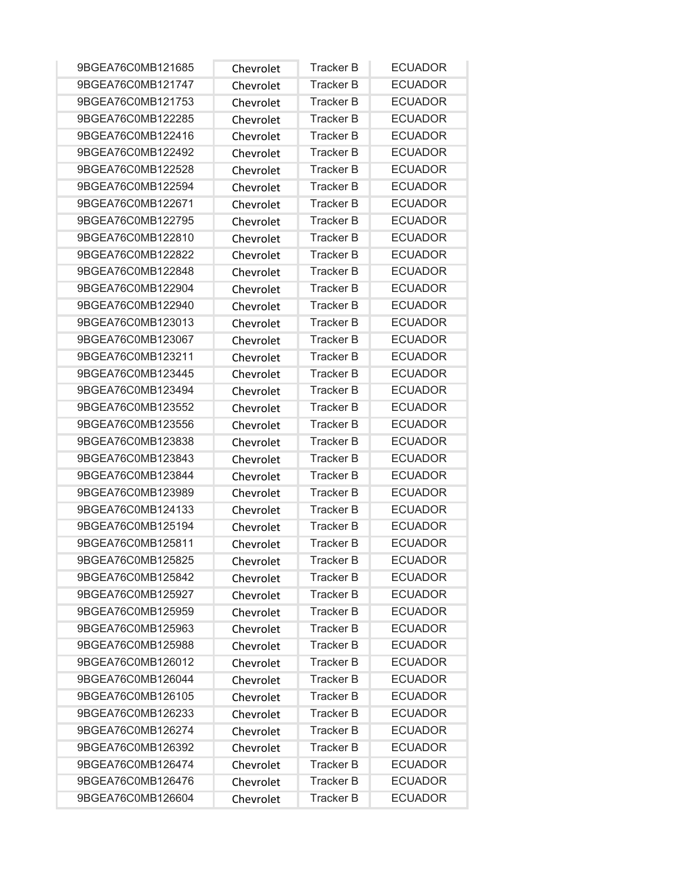| 9BGEA76C0MB121685 | Chevrolet | Tracker B | ECUADOR |
|---|---|---|---|
| 9BGEA76C0MB121747 | Chevrolet | Tracker B | ECUADOR |
| 9BGEA76C0MB121753 | Chevrolet | Tracker B | ECUADOR |
| 9BGEA76C0MB122285 | Chevrolet | Tracker B | ECUADOR |
| 9BGEA76C0MB122416 | Chevrolet | Tracker B | ECUADOR |
| 9BGEA76C0MB122492 | Chevrolet | Tracker B | ECUADOR |
| 9BGEA76C0MB122528 | Chevrolet | Tracker B | ECUADOR |
| 9BGEA76C0MB122594 | Chevrolet | Tracker B | ECUADOR |
| 9BGEA76C0MB122671 | Chevrolet | Tracker B | ECUADOR |
| 9BGEA76C0MB122795 | Chevrolet | Tracker B | ECUADOR |
| 9BGEA76C0MB122810 | Chevrolet | Tracker B | ECUADOR |
| 9BGEA76C0MB122822 | Chevrolet | Tracker B | ECUADOR |
| 9BGEA76C0MB122848 | Chevrolet | Tracker B | ECUADOR |
| 9BGEA76C0MB122904 | Chevrolet | Tracker B | ECUADOR |
| 9BGEA76C0MB122940 | Chevrolet | Tracker B | ECUADOR |
| 9BGEA76C0MB123013 | Chevrolet | Tracker B | ECUADOR |
| 9BGEA76C0MB123067 | Chevrolet | Tracker B | ECUADOR |
| 9BGEA76C0MB123211 | Chevrolet | Tracker B | ECUADOR |
| 9BGEA76C0MB123445 | Chevrolet | Tracker B | ECUADOR |
| 9BGEA76C0MB123494 | Chevrolet | Tracker B | ECUADOR |
| 9BGEA76C0MB123552 | Chevrolet | Tracker B | ECUADOR |
| 9BGEA76C0MB123556 | Chevrolet | Tracker B | ECUADOR |
| 9BGEA76C0MB123838 | Chevrolet | Tracker B | ECUADOR |
| 9BGEA76C0MB123843 | Chevrolet | Tracker B | ECUADOR |
| 9BGEA76C0MB123844 | Chevrolet | Tracker B | ECUADOR |
| 9BGEA76C0MB123989 | Chevrolet | Tracker B | ECUADOR |
| 9BGEA76C0MB124133 | Chevrolet | Tracker B | ECUADOR |
| 9BGEA76C0MB125194 | Chevrolet | Tracker B | ECUADOR |
| 9BGEA76C0MB125811 | Chevrolet | Tracker B | ECUADOR |
| 9BGEA76C0MB125825 | Chevrolet | Tracker B | ECUADOR |
| 9BGEA76C0MB125842 | Chevrolet | Tracker B | ECUADOR |
| 9BGEA76C0MB125927 | Chevrolet | Tracker B | ECUADOR |
| 9BGEA76C0MB125959 | Chevrolet | Tracker B | ECUADOR |
| 9BGEA76C0MB125963 | Chevrolet | Tracker B | ECUADOR |
| 9BGEA76C0MB125988 | Chevrolet | Tracker B | ECUADOR |
| 9BGEA76C0MB126012 | Chevrolet | Tracker B | ECUADOR |
| 9BGEA76C0MB126044 | Chevrolet | Tracker B | ECUADOR |
| 9BGEA76C0MB126105 | Chevrolet | Tracker B | ECUADOR |
| 9BGEA76C0MB126233 | Chevrolet | Tracker B | ECUADOR |
| 9BGEA76C0MB126274 | Chevrolet | Tracker B | ECUADOR |
| 9BGEA76C0MB126392 | Chevrolet | Tracker B | ECUADOR |
| 9BGEA76C0MB126474 | Chevrolet | Tracker B | ECUADOR |
| 9BGEA76C0MB126476 | Chevrolet | Tracker B | ECUADOR |
| 9BGEA76C0MB126604 | Chevrolet | Tracker B | ECUADOR |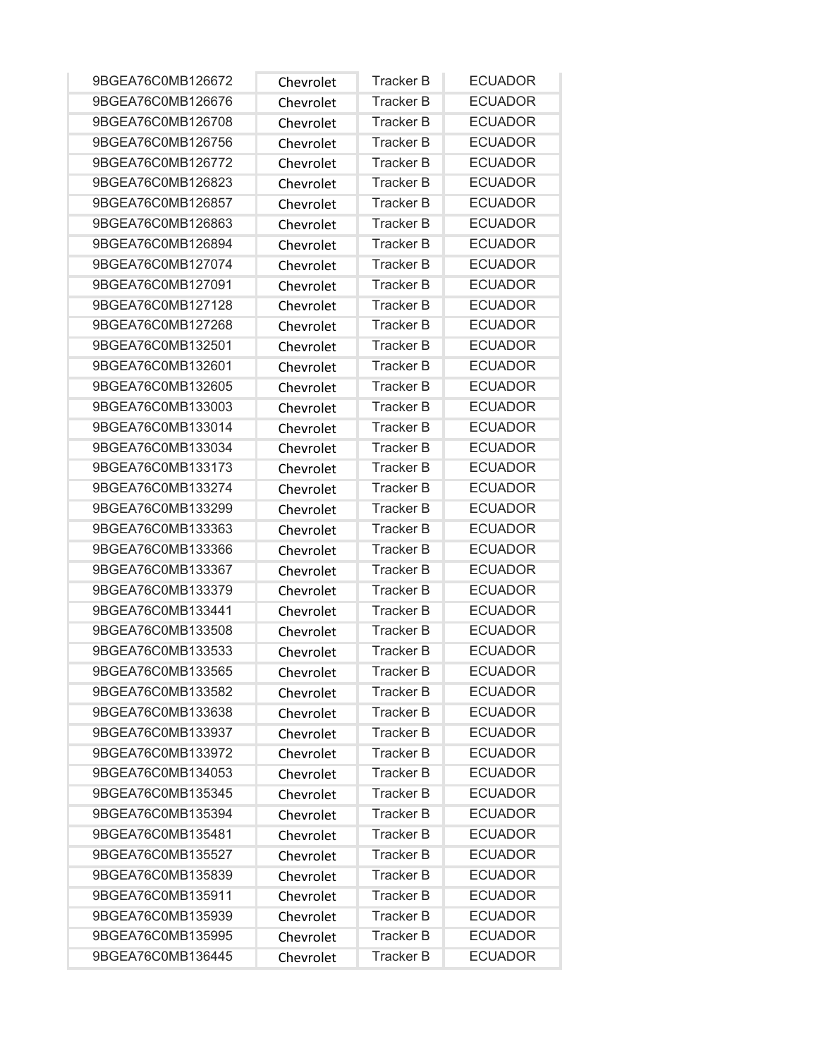| | | | |
|---|---|---|---|
| 9BGEA76C0MB126672 | Chevrolet | Tracker B | ECUADOR |
| 9BGEA76C0MB126676 | Chevrolet | Tracker B | ECUADOR |
| 9BGEA76C0MB126708 | Chevrolet | Tracker B | ECUADOR |
| 9BGEA76C0MB126756 | Chevrolet | Tracker B | ECUADOR |
| 9BGEA76C0MB126772 | Chevrolet | Tracker B | ECUADOR |
| 9BGEA76C0MB126823 | Chevrolet | Tracker B | ECUADOR |
| 9BGEA76C0MB126857 | Chevrolet | Tracker B | ECUADOR |
| 9BGEA76C0MB126863 | Chevrolet | Tracker B | ECUADOR |
| 9BGEA76C0MB126894 | Chevrolet | Tracker B | ECUADOR |
| 9BGEA76C0MB127074 | Chevrolet | Tracker B | ECUADOR |
| 9BGEA76C0MB127091 | Chevrolet | Tracker B | ECUADOR |
| 9BGEA76C0MB127128 | Chevrolet | Tracker B | ECUADOR |
| 9BGEA76C0MB127268 | Chevrolet | Tracker B | ECUADOR |
| 9BGEA76C0MB132501 | Chevrolet | Tracker B | ECUADOR |
| 9BGEA76C0MB132601 | Chevrolet | Tracker B | ECUADOR |
| 9BGEA76C0MB132605 | Chevrolet | Tracker B | ECUADOR |
| 9BGEA76C0MB133003 | Chevrolet | Tracker B | ECUADOR |
| 9BGEA76C0MB133014 | Chevrolet | Tracker B | ECUADOR |
| 9BGEA76C0MB133034 | Chevrolet | Tracker B | ECUADOR |
| 9BGEA76C0MB133173 | Chevrolet | Tracker B | ECUADOR |
| 9BGEA76C0MB133274 | Chevrolet | Tracker B | ECUADOR |
| 9BGEA76C0MB133299 | Chevrolet | Tracker B | ECUADOR |
| 9BGEA76C0MB133363 | Chevrolet | Tracker B | ECUADOR |
| 9BGEA76C0MB133366 | Chevrolet | Tracker B | ECUADOR |
| 9BGEA76C0MB133367 | Chevrolet | Tracker B | ECUADOR |
| 9BGEA76C0MB133379 | Chevrolet | Tracker B | ECUADOR |
| 9BGEA76C0MB133441 | Chevrolet | Tracker B | ECUADOR |
| 9BGEA76C0MB133508 | Chevrolet | Tracker B | ECUADOR |
| 9BGEA76C0MB133533 | Chevrolet | Tracker B | ECUADOR |
| 9BGEA76C0MB133565 | Chevrolet | Tracker B | ECUADOR |
| 9BGEA76C0MB133582 | Chevrolet | Tracker B | ECUADOR |
| 9BGEA76C0MB133638 | Chevrolet | Tracker B | ECUADOR |
| 9BGEA76C0MB133937 | Chevrolet | Tracker B | ECUADOR |
| 9BGEA76C0MB133972 | Chevrolet | Tracker B | ECUADOR |
| 9BGEA76C0MB134053 | Chevrolet | Tracker B | ECUADOR |
| 9BGEA76C0MB135345 | Chevrolet | Tracker B | ECUADOR |
| 9BGEA76C0MB135394 | Chevrolet | Tracker B | ECUADOR |
| 9BGEA76C0MB135481 | Chevrolet | Tracker B | ECUADOR |
| 9BGEA76C0MB135527 | Chevrolet | Tracker B | ECUADOR |
| 9BGEA76C0MB135839 | Chevrolet | Tracker B | ECUADOR |
| 9BGEA76C0MB135911 | Chevrolet | Tracker B | ECUADOR |
| 9BGEA76C0MB135939 | Chevrolet | Tracker B | ECUADOR |
| 9BGEA76C0MB135995 | Chevrolet | Tracker B | ECUADOR |
| 9BGEA76C0MB136445 | Chevrolet | Tracker B | ECUADOR |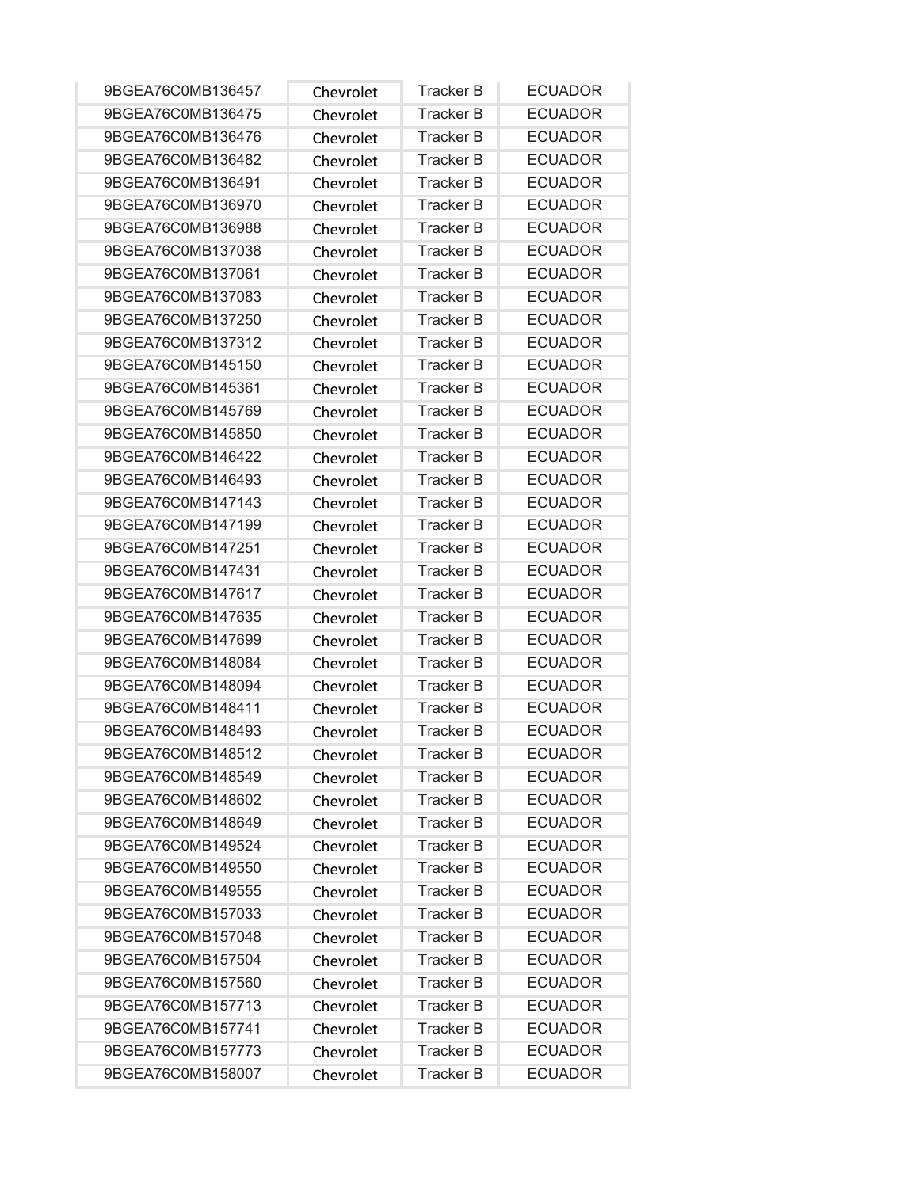| | | | |
|---|---|---|---|
| 9BGEA76C0MB136457 | Chevrolet | Tracker B | ECUADOR |
| 9BGEA76C0MB136475 | Chevrolet | Tracker B | ECUADOR |
| 9BGEA76C0MB136476 | Chevrolet | Tracker B | ECUADOR |
| 9BGEA76C0MB136482 | Chevrolet | Tracker B | ECUADOR |
| 9BGEA76C0MB136491 | Chevrolet | Tracker B | ECUADOR |
| 9BGEA76C0MB136970 | Chevrolet | Tracker B | ECUADOR |
| 9BGEA76C0MB136988 | Chevrolet | Tracker B | ECUADOR |
| 9BGEA76C0MB137038 | Chevrolet | Tracker B | ECUADOR |
| 9BGEA76C0MB137061 | Chevrolet | Tracker B | ECUADOR |
| 9BGEA76C0MB137083 | Chevrolet | Tracker B | ECUADOR |
| 9BGEA76C0MB137250 | Chevrolet | Tracker B | ECUADOR |
| 9BGEA76C0MB137312 | Chevrolet | Tracker B | ECUADOR |
| 9BGEA76C0MB145150 | Chevrolet | Tracker B | ECUADOR |
| 9BGEA76C0MB145361 | Chevrolet | Tracker B | ECUADOR |
| 9BGEA76C0MB145769 | Chevrolet | Tracker B | ECUADOR |
| 9BGEA76C0MB145850 | Chevrolet | Tracker B | ECUADOR |
| 9BGEA76C0MB146422 | Chevrolet | Tracker B | ECUADOR |
| 9BGEA76C0MB146493 | Chevrolet | Tracker B | ECUADOR |
| 9BGEA76C0MB147143 | Chevrolet | Tracker B | ECUADOR |
| 9BGEA76C0MB147199 | Chevrolet | Tracker B | ECUADOR |
| 9BGEA76C0MB147251 | Chevrolet | Tracker B | ECUADOR |
| 9BGEA76C0MB147431 | Chevrolet | Tracker B | ECUADOR |
| 9BGEA76C0MB147617 | Chevrolet | Tracker B | ECUADOR |
| 9BGEA76C0MB147635 | Chevrolet | Tracker B | ECUADOR |
| 9BGEA76C0MB147699 | Chevrolet | Tracker B | ECUADOR |
| 9BGEA76C0MB148084 | Chevrolet | Tracker B | ECUADOR |
| 9BGEA76C0MB148094 | Chevrolet | Tracker B | ECUADOR |
| 9BGEA76C0MB148411 | Chevrolet | Tracker B | ECUADOR |
| 9BGEA76C0MB148493 | Chevrolet | Tracker B | ECUADOR |
| 9BGEA76C0MB148512 | Chevrolet | Tracker B | ECUADOR |
| 9BGEA76C0MB148549 | Chevrolet | Tracker B | ECUADOR |
| 9BGEA76C0MB148602 | Chevrolet | Tracker B | ECUADOR |
| 9BGEA76C0MB148649 | Chevrolet | Tracker B | ECUADOR |
| 9BGEA76C0MB149524 | Chevrolet | Tracker B | ECUADOR |
| 9BGEA76C0MB149550 | Chevrolet | Tracker B | ECUADOR |
| 9BGEA76C0MB149555 | Chevrolet | Tracker B | ECUADOR |
| 9BGEA76C0MB157033 | Chevrolet | Tracker B | ECUADOR |
| 9BGEA76C0MB157048 | Chevrolet | Tracker B | ECUADOR |
| 9BGEA76C0MB157504 | Chevrolet | Tracker B | ECUADOR |
| 9BGEA76C0MB157560 | Chevrolet | Tracker B | ECUADOR |
| 9BGEA76C0MB157713 | Chevrolet | Tracker B | ECUADOR |
| 9BGEA76C0MB157741 | Chevrolet | Tracker B | ECUADOR |
| 9BGEA76C0MB157773 | Chevrolet | Tracker B | ECUADOR |
| 9BGEA76C0MB158007 | Chevrolet | Tracker B | ECUADOR |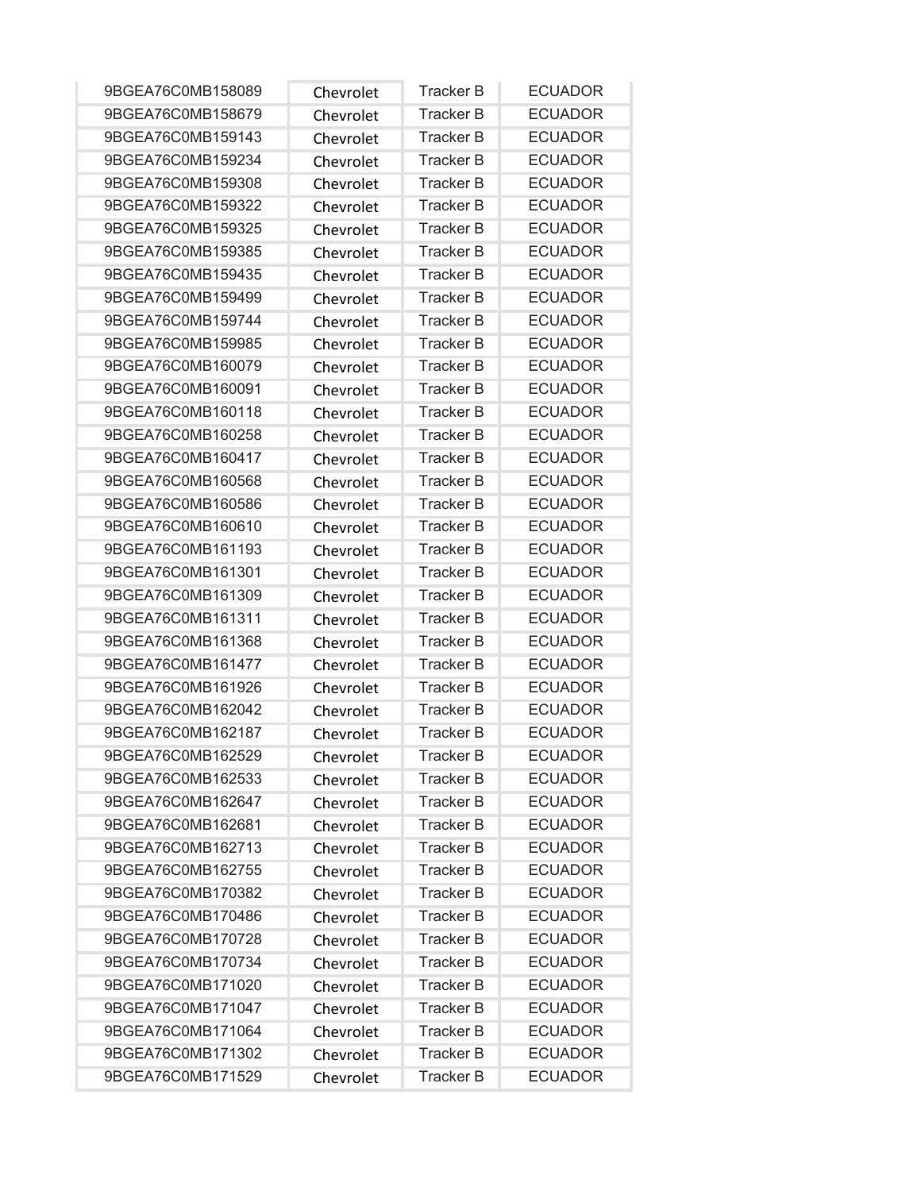| | | | |
|---|---|---|---|
| 9BGEA76C0MB158089 | Chevrolet | Tracker B | ECUADOR |
| 9BGEA76C0MB158679 | Chevrolet | Tracker B | ECUADOR |
| 9BGEA76C0MB159143 | Chevrolet | Tracker B | ECUADOR |
| 9BGEA76C0MB159234 | Chevrolet | Tracker B | ECUADOR |
| 9BGEA76C0MB159308 | Chevrolet | Tracker B | ECUADOR |
| 9BGEA76C0MB159322 | Chevrolet | Tracker B | ECUADOR |
| 9BGEA76C0MB159325 | Chevrolet | Tracker B | ECUADOR |
| 9BGEA76C0MB159385 | Chevrolet | Tracker B | ECUADOR |
| 9BGEA76C0MB159435 | Chevrolet | Tracker B | ECUADOR |
| 9BGEA76C0MB159499 | Chevrolet | Tracker B | ECUADOR |
| 9BGEA76C0MB159744 | Chevrolet | Tracker B | ECUADOR |
| 9BGEA76C0MB159985 | Chevrolet | Tracker B | ECUADOR |
| 9BGEA76C0MB160079 | Chevrolet | Tracker B | ECUADOR |
| 9BGEA76C0MB160091 | Chevrolet | Tracker B | ECUADOR |
| 9BGEA76C0MB160118 | Chevrolet | Tracker B | ECUADOR |
| 9BGEA76C0MB160258 | Chevrolet | Tracker B | ECUADOR |
| 9BGEA76C0MB160417 | Chevrolet | Tracker B | ECUADOR |
| 9BGEA76C0MB160568 | Chevrolet | Tracker B | ECUADOR |
| 9BGEA76C0MB160586 | Chevrolet | Tracker B | ECUADOR |
| 9BGEA76C0MB160610 | Chevrolet | Tracker B | ECUADOR |
| 9BGEA76C0MB161193 | Chevrolet | Tracker B | ECUADOR |
| 9BGEA76C0MB161301 | Chevrolet | Tracker B | ECUADOR |
| 9BGEA76C0MB161309 | Chevrolet | Tracker B | ECUADOR |
| 9BGEA76C0MB161311 | Chevrolet | Tracker B | ECUADOR |
| 9BGEA76C0MB161368 | Chevrolet | Tracker B | ECUADOR |
| 9BGEA76C0MB161477 | Chevrolet | Tracker B | ECUADOR |
| 9BGEA76C0MB161926 | Chevrolet | Tracker B | ECUADOR |
| 9BGEA76C0MB162042 | Chevrolet | Tracker B | ECUADOR |
| 9BGEA76C0MB162187 | Chevrolet | Tracker B | ECUADOR |
| 9BGEA76C0MB162529 | Chevrolet | Tracker B | ECUADOR |
| 9BGEA76C0MB162533 | Chevrolet | Tracker B | ECUADOR |
| 9BGEA76C0MB162647 | Chevrolet | Tracker B | ECUADOR |
| 9BGEA76C0MB162681 | Chevrolet | Tracker B | ECUADOR |
| 9BGEA76C0MB162713 | Chevrolet | Tracker B | ECUADOR |
| 9BGEA76C0MB162755 | Chevrolet | Tracker B | ECUADOR |
| 9BGEA76C0MB170382 | Chevrolet | Tracker B | ECUADOR |
| 9BGEA76C0MB170486 | Chevrolet | Tracker B | ECUADOR |
| 9BGEA76C0MB170728 | Chevrolet | Tracker B | ECUADOR |
| 9BGEA76C0MB170734 | Chevrolet | Tracker B | ECUADOR |
| 9BGEA76C0MB171020 | Chevrolet | Tracker B | ECUADOR |
| 9BGEA76C0MB171047 | Chevrolet | Tracker B | ECUADOR |
| 9BGEA76C0MB171064 | Chevrolet | Tracker B | ECUADOR |
| 9BGEA76C0MB171302 | Chevrolet | Tracker B | ECUADOR |
| 9BGEA76C0MB171529 | Chevrolet | Tracker B | ECUADOR |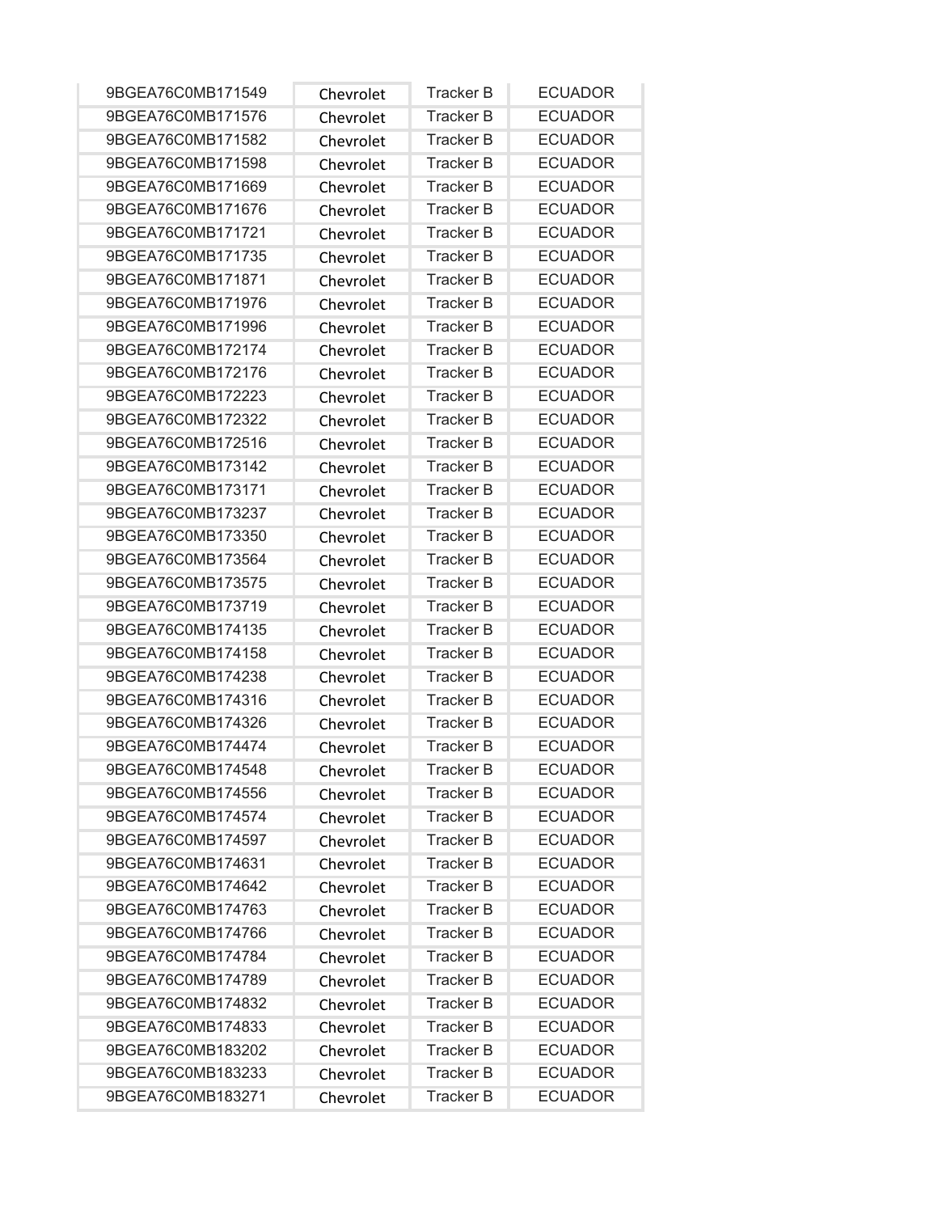| 9BGEA76C0MB171549 | Chevrolet | Tracker B | ECUADOR |
|---|---|---|---|
| 9BGEA76C0MB171576 | Chevrolet | Tracker B | ECUADOR |
| 9BGEA76C0MB171582 | Chevrolet | Tracker B | ECUADOR |
| 9BGEA76C0MB171598 | Chevrolet | Tracker B | ECUADOR |
| 9BGEA76C0MB171669 | Chevrolet | Tracker B | ECUADOR |
| 9BGEA76C0MB171676 | Chevrolet | Tracker B | ECUADOR |
| 9BGEA76C0MB171721 | Chevrolet | Tracker B | ECUADOR |
| 9BGEA76C0MB171735 | Chevrolet | Tracker B | ECUADOR |
| 9BGEA76C0MB171871 | Chevrolet | Tracker B | ECUADOR |
| 9BGEA76C0MB171976 | Chevrolet | Tracker B | ECUADOR |
| 9BGEA76C0MB171996 | Chevrolet | Tracker B | ECUADOR |
| 9BGEA76C0MB172174 | Chevrolet | Tracker B | ECUADOR |
| 9BGEA76C0MB172176 | Chevrolet | Tracker B | ECUADOR |
| 9BGEA76C0MB172223 | Chevrolet | Tracker B | ECUADOR |
| 9BGEA76C0MB172322 | Chevrolet | Tracker B | ECUADOR |
| 9BGEA76C0MB172516 | Chevrolet | Tracker B | ECUADOR |
| 9BGEA76C0MB173142 | Chevrolet | Tracker B | ECUADOR |
| 9BGEA76C0MB173171 | Chevrolet | Tracker B | ECUADOR |
| 9BGEA76C0MB173237 | Chevrolet | Tracker B | ECUADOR |
| 9BGEA76C0MB173350 | Chevrolet | Tracker B | ECUADOR |
| 9BGEA76C0MB173564 | Chevrolet | Tracker B | ECUADOR |
| 9BGEA76C0MB173575 | Chevrolet | Tracker B | ECUADOR |
| 9BGEA76C0MB173719 | Chevrolet | Tracker B | ECUADOR |
| 9BGEA76C0MB174135 | Chevrolet | Tracker B | ECUADOR |
| 9BGEA76C0MB174158 | Chevrolet | Tracker B | ECUADOR |
| 9BGEA76C0MB174238 | Chevrolet | Tracker B | ECUADOR |
| 9BGEA76C0MB174316 | Chevrolet | Tracker B | ECUADOR |
| 9BGEA76C0MB174326 | Chevrolet | Tracker B | ECUADOR |
| 9BGEA76C0MB174474 | Chevrolet | Tracker B | ECUADOR |
| 9BGEA76C0MB174548 | Chevrolet | Tracker B | ECUADOR |
| 9BGEA76C0MB174556 | Chevrolet | Tracker B | ECUADOR |
| 9BGEA76C0MB174574 | Chevrolet | Tracker B | ECUADOR |
| 9BGEA76C0MB174597 | Chevrolet | Tracker B | ECUADOR |
| 9BGEA76C0MB174631 | Chevrolet | Tracker B | ECUADOR |
| 9BGEA76C0MB174642 | Chevrolet | Tracker B | ECUADOR |
| 9BGEA76C0MB174763 | Chevrolet | Tracker B | ECUADOR |
| 9BGEA76C0MB174766 | Chevrolet | Tracker B | ECUADOR |
| 9BGEA76C0MB174784 | Chevrolet | Tracker B | ECUADOR |
| 9BGEA76C0MB174789 | Chevrolet | Tracker B | ECUADOR |
| 9BGEA76C0MB174832 | Chevrolet | Tracker B | ECUADOR |
| 9BGEA76C0MB174833 | Chevrolet | Tracker B | ECUADOR |
| 9BGEA76C0MB183202 | Chevrolet | Tracker B | ECUADOR |
| 9BGEA76C0MB183233 | Chevrolet | Tracker B | ECUADOR |
| 9BGEA76C0MB183271 | Chevrolet | Tracker B | ECUADOR |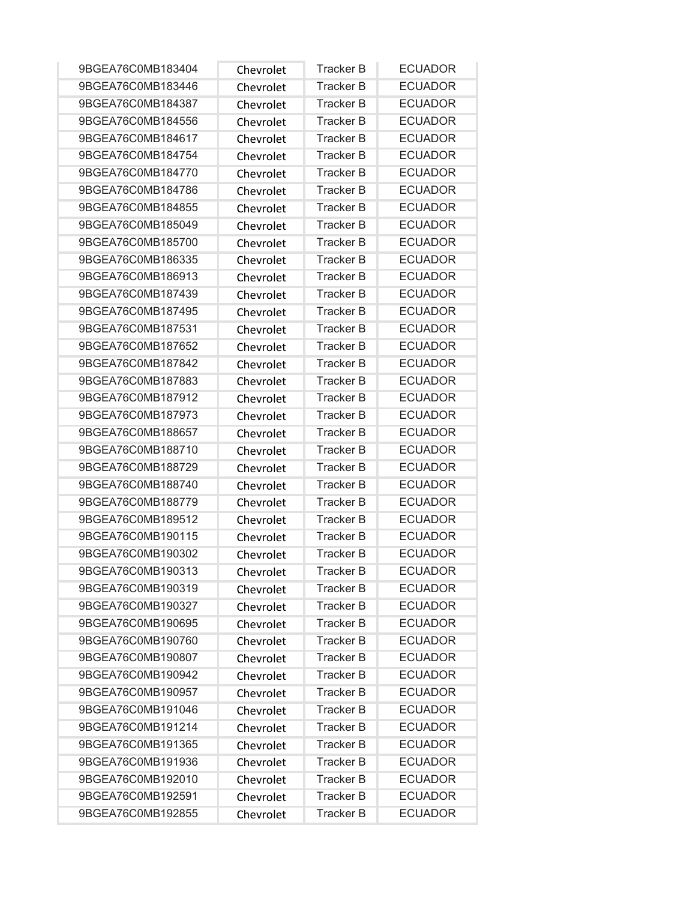| | | | |
|---|---|---|---|
| 9BGEA76C0MB183404 | Chevrolet | Tracker B | ECUADOR |
| 9BGEA76C0MB183446 | Chevrolet | Tracker B | ECUADOR |
| 9BGEA76C0MB184387 | Chevrolet | Tracker B | ECUADOR |
| 9BGEA76C0MB184556 | Chevrolet | Tracker B | ECUADOR |
| 9BGEA76C0MB184617 | Chevrolet | Tracker B | ECUADOR |
| 9BGEA76C0MB184754 | Chevrolet | Tracker B | ECUADOR |
| 9BGEA76C0MB184770 | Chevrolet | Tracker B | ECUADOR |
| 9BGEA76C0MB184786 | Chevrolet | Tracker B | ECUADOR |
| 9BGEA76C0MB184855 | Chevrolet | Tracker B | ECUADOR |
| 9BGEA76C0MB185049 | Chevrolet | Tracker B | ECUADOR |
| 9BGEA76C0MB185700 | Chevrolet | Tracker B | ECUADOR |
| 9BGEA76C0MB186335 | Chevrolet | Tracker B | ECUADOR |
| 9BGEA76C0MB186913 | Chevrolet | Tracker B | ECUADOR |
| 9BGEA76C0MB187439 | Chevrolet | Tracker B | ECUADOR |
| 9BGEA76C0MB187495 | Chevrolet | Tracker B | ECUADOR |
| 9BGEA76C0MB187531 | Chevrolet | Tracker B | ECUADOR |
| 9BGEA76C0MB187652 | Chevrolet | Tracker B | ECUADOR |
| 9BGEA76C0MB187842 | Chevrolet | Tracker B | ECUADOR |
| 9BGEA76C0MB187883 | Chevrolet | Tracker B | ECUADOR |
| 9BGEA76C0MB187912 | Chevrolet | Tracker B | ECUADOR |
| 9BGEA76C0MB187973 | Chevrolet | Tracker B | ECUADOR |
| 9BGEA76C0MB188657 | Chevrolet | Tracker B | ECUADOR |
| 9BGEA76C0MB188710 | Chevrolet | Tracker B | ECUADOR |
| 9BGEA76C0MB188729 | Chevrolet | Tracker B | ECUADOR |
| 9BGEA76C0MB188740 | Chevrolet | Tracker B | ECUADOR |
| 9BGEA76C0MB188779 | Chevrolet | Tracker B | ECUADOR |
| 9BGEA76C0MB189512 | Chevrolet | Tracker B | ECUADOR |
| 9BGEA76C0MB190115 | Chevrolet | Tracker B | ECUADOR |
| 9BGEA76C0MB190302 | Chevrolet | Tracker B | ECUADOR |
| 9BGEA76C0MB190313 | Chevrolet | Tracker B | ECUADOR |
| 9BGEA76C0MB190319 | Chevrolet | Tracker B | ECUADOR |
| 9BGEA76C0MB190327 | Chevrolet | Tracker B | ECUADOR |
| 9BGEA76C0MB190695 | Chevrolet | Tracker B | ECUADOR |
| 9BGEA76C0MB190760 | Chevrolet | Tracker B | ECUADOR |
| 9BGEA76C0MB190807 | Chevrolet | Tracker B | ECUADOR |
| 9BGEA76C0MB190942 | Chevrolet | Tracker B | ECUADOR |
| 9BGEA76C0MB190957 | Chevrolet | Tracker B | ECUADOR |
| 9BGEA76C0MB191046 | Chevrolet | Tracker B | ECUADOR |
| 9BGEA76C0MB191214 | Chevrolet | Tracker B | ECUADOR |
| 9BGEA76C0MB191365 | Chevrolet | Tracker B | ECUADOR |
| 9BGEA76C0MB191936 | Chevrolet | Tracker B | ECUADOR |
| 9BGEA76C0MB192010 | Chevrolet | Tracker B | ECUADOR |
| 9BGEA76C0MB192591 | Chevrolet | Tracker B | ECUADOR |
| 9BGEA76C0MB192855 | Chevrolet | Tracker B | ECUADOR |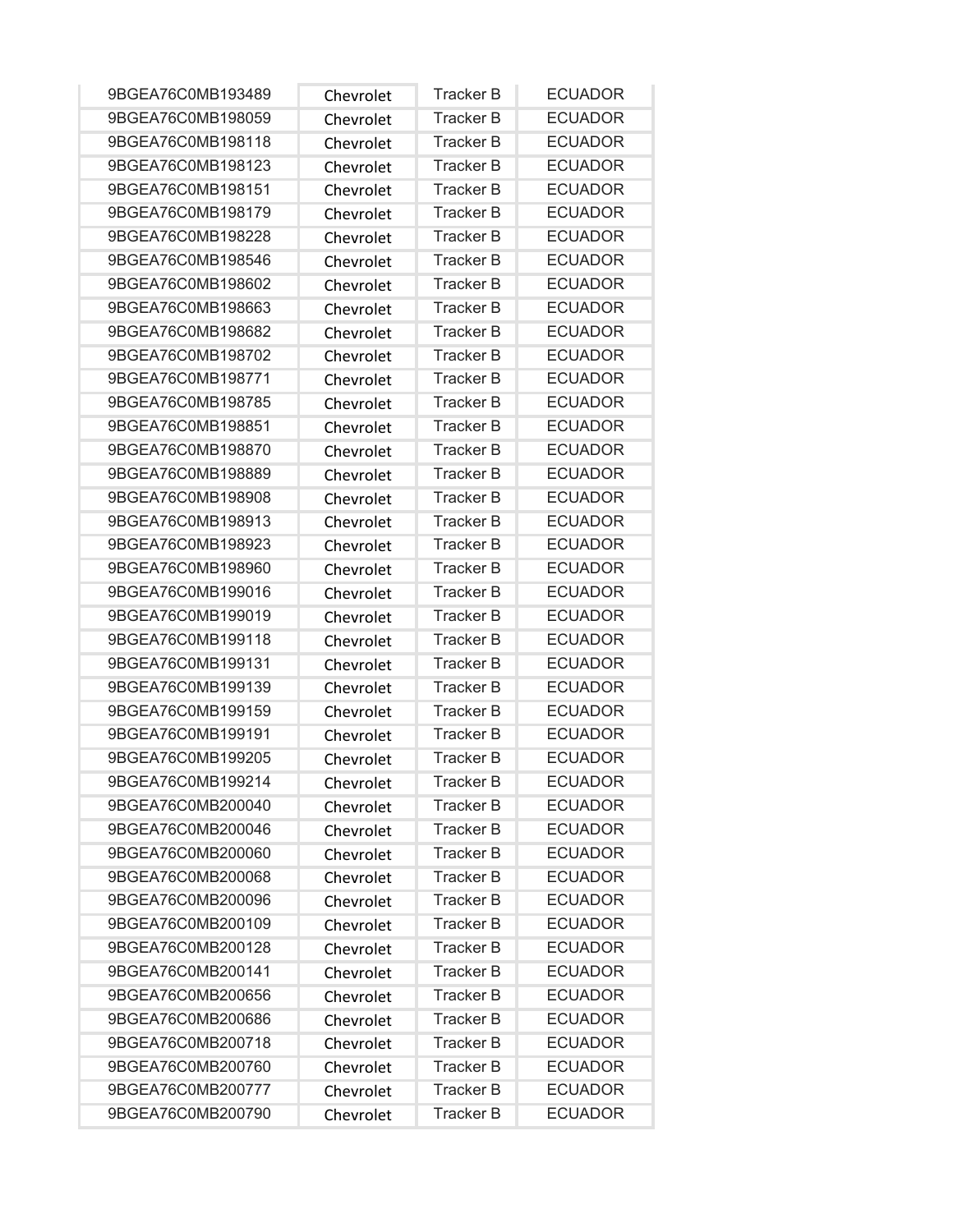| | | | |
|---|---|---|---|
| 9BGEA76C0MB193489 | Chevrolet | Tracker B | ECUADOR |
| 9BGEA76C0MB198059 | Chevrolet | Tracker B | ECUADOR |
| 9BGEA76C0MB198118 | Chevrolet | Tracker B | ECUADOR |
| 9BGEA76C0MB198123 | Chevrolet | Tracker B | ECUADOR |
| 9BGEA76C0MB198151 | Chevrolet | Tracker B | ECUADOR |
| 9BGEA76C0MB198179 | Chevrolet | Tracker B | ECUADOR |
| 9BGEA76C0MB198228 | Chevrolet | Tracker B | ECUADOR |
| 9BGEA76C0MB198546 | Chevrolet | Tracker B | ECUADOR |
| 9BGEA76C0MB198602 | Chevrolet | Tracker B | ECUADOR |
| 9BGEA76C0MB198663 | Chevrolet | Tracker B | ECUADOR |
| 9BGEA76C0MB198682 | Chevrolet | Tracker B | ECUADOR |
| 9BGEA76C0MB198702 | Chevrolet | Tracker B | ECUADOR |
| 9BGEA76C0MB198771 | Chevrolet | Tracker B | ECUADOR |
| 9BGEA76C0MB198785 | Chevrolet | Tracker B | ECUADOR |
| 9BGEA76C0MB198851 | Chevrolet | Tracker B | ECUADOR |
| 9BGEA76C0MB198870 | Chevrolet | Tracker B | ECUADOR |
| 9BGEA76C0MB198889 | Chevrolet | Tracker B | ECUADOR |
| 9BGEA76C0MB198908 | Chevrolet | Tracker B | ECUADOR |
| 9BGEA76C0MB198913 | Chevrolet | Tracker B | ECUADOR |
| 9BGEA76C0MB198923 | Chevrolet | Tracker B | ECUADOR |
| 9BGEA76C0MB198960 | Chevrolet | Tracker B | ECUADOR |
| 9BGEA76C0MB199016 | Chevrolet | Tracker B | ECUADOR |
| 9BGEA76C0MB199019 | Chevrolet | Tracker B | ECUADOR |
| 9BGEA76C0MB199118 | Chevrolet | Tracker B | ECUADOR |
| 9BGEA76C0MB199131 | Chevrolet | Tracker B | ECUADOR |
| 9BGEA76C0MB199139 | Chevrolet | Tracker B | ECUADOR |
| 9BGEA76C0MB199159 | Chevrolet | Tracker B | ECUADOR |
| 9BGEA76C0MB199191 | Chevrolet | Tracker B | ECUADOR |
| 9BGEA76C0MB199205 | Chevrolet | Tracker B | ECUADOR |
| 9BGEA76C0MB199214 | Chevrolet | Tracker B | ECUADOR |
| 9BGEA76C0MB200040 | Chevrolet | Tracker B | ECUADOR |
| 9BGEA76C0MB200046 | Chevrolet | Tracker B | ECUADOR |
| 9BGEA76C0MB200060 | Chevrolet | Tracker B | ECUADOR |
| 9BGEA76C0MB200068 | Chevrolet | Tracker B | ECUADOR |
| 9BGEA76C0MB200096 | Chevrolet | Tracker B | ECUADOR |
| 9BGEA76C0MB200109 | Chevrolet | Tracker B | ECUADOR |
| 9BGEA76C0MB200128 | Chevrolet | Tracker B | ECUADOR |
| 9BGEA76C0MB200141 | Chevrolet | Tracker B | ECUADOR |
| 9BGEA76C0MB200656 | Chevrolet | Tracker B | ECUADOR |
| 9BGEA76C0MB200686 | Chevrolet | Tracker B | ECUADOR |
| 9BGEA76C0MB200718 | Chevrolet | Tracker B | ECUADOR |
| 9BGEA76C0MB200760 | Chevrolet | Tracker B | ECUADOR |
| 9BGEA76C0MB200777 | Chevrolet | Tracker B | ECUADOR |
| 9BGEA76C0MB200790 | Chevrolet | Tracker B | ECUADOR |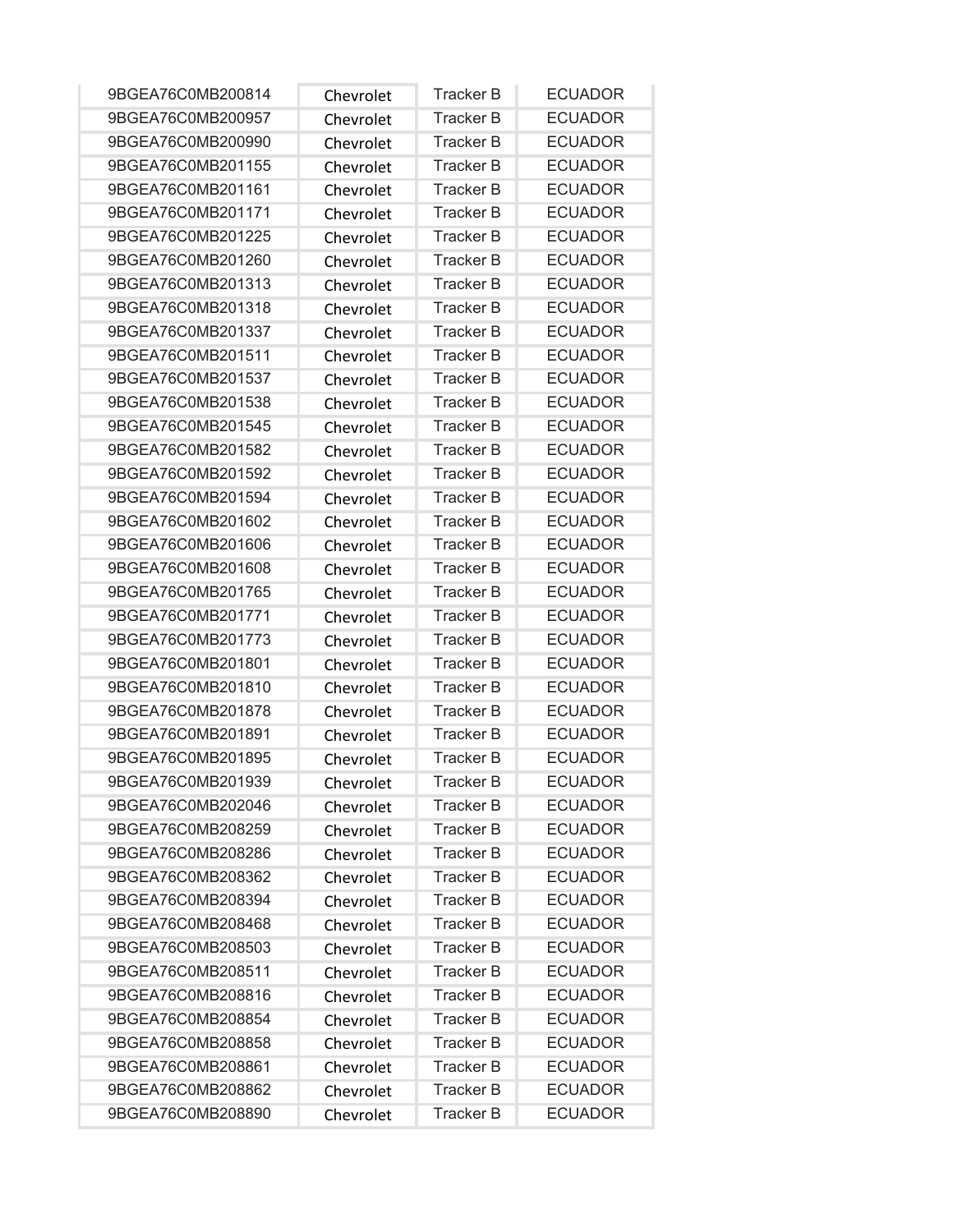| | | | |
|---|---|---|---|
| 9BGEA76C0MB200814 | Chevrolet | Tracker B | ECUADOR |
| 9BGEA76C0MB200957 | Chevrolet | Tracker B | ECUADOR |
| 9BGEA76C0MB200990 | Chevrolet | Tracker B | ECUADOR |
| 9BGEA76C0MB201155 | Chevrolet | Tracker B | ECUADOR |
| 9BGEA76C0MB201161 | Chevrolet | Tracker B | ECUADOR |
| 9BGEA76C0MB201171 | Chevrolet | Tracker B | ECUADOR |
| 9BGEA76C0MB201225 | Chevrolet | Tracker B | ECUADOR |
| 9BGEA76C0MB201260 | Chevrolet | Tracker B | ECUADOR |
| 9BGEA76C0MB201313 | Chevrolet | Tracker B | ECUADOR |
| 9BGEA76C0MB201318 | Chevrolet | Tracker B | ECUADOR |
| 9BGEA76C0MB201337 | Chevrolet | Tracker B | ECUADOR |
| 9BGEA76C0MB201511 | Chevrolet | Tracker B | ECUADOR |
| 9BGEA76C0MB201537 | Chevrolet | Tracker B | ECUADOR |
| 9BGEA76C0MB201538 | Chevrolet | Tracker B | ECUADOR |
| 9BGEA76C0MB201545 | Chevrolet | Tracker B | ECUADOR |
| 9BGEA76C0MB201582 | Chevrolet | Tracker B | ECUADOR |
| 9BGEA76C0MB201592 | Chevrolet | Tracker B | ECUADOR |
| 9BGEA76C0MB201594 | Chevrolet | Tracker B | ECUADOR |
| 9BGEA76C0MB201602 | Chevrolet | Tracker B | ECUADOR |
| 9BGEA76C0MB201606 | Chevrolet | Tracker B | ECUADOR |
| 9BGEA76C0MB201608 | Chevrolet | Tracker B | ECUADOR |
| 9BGEA76C0MB201765 | Chevrolet | Tracker B | ECUADOR |
| 9BGEA76C0MB201771 | Chevrolet | Tracker B | ECUADOR |
| 9BGEA76C0MB201773 | Chevrolet | Tracker B | ECUADOR |
| 9BGEA76C0MB201801 | Chevrolet | Tracker B | ECUADOR |
| 9BGEA76C0MB201810 | Chevrolet | Tracker B | ECUADOR |
| 9BGEA76C0MB201878 | Chevrolet | Tracker B | ECUADOR |
| 9BGEA76C0MB201891 | Chevrolet | Tracker B | ECUADOR |
| 9BGEA76C0MB201895 | Chevrolet | Tracker B | ECUADOR |
| 9BGEA76C0MB201939 | Chevrolet | Tracker B | ECUADOR |
| 9BGEA76C0MB202046 | Chevrolet | Tracker B | ECUADOR |
| 9BGEA76C0MB208259 | Chevrolet | Tracker B | ECUADOR |
| 9BGEA76C0MB208286 | Chevrolet | Tracker B | ECUADOR |
| 9BGEA76C0MB208362 | Chevrolet | Tracker B | ECUADOR |
| 9BGEA76C0MB208394 | Chevrolet | Tracker B | ECUADOR |
| 9BGEA76C0MB208468 | Chevrolet | Tracker B | ECUADOR |
| 9BGEA76C0MB208503 | Chevrolet | Tracker B | ECUADOR |
| 9BGEA76C0MB208511 | Chevrolet | Tracker B | ECUADOR |
| 9BGEA76C0MB208816 | Chevrolet | Tracker B | ECUADOR |
| 9BGEA76C0MB208854 | Chevrolet | Tracker B | ECUADOR |
| 9BGEA76C0MB208858 | Chevrolet | Tracker B | ECUADOR |
| 9BGEA76C0MB208861 | Chevrolet | Tracker B | ECUADOR |
| 9BGEA76C0MB208862 | Chevrolet | Tracker B | ECUADOR |
| 9BGEA76C0MB208890 | Chevrolet | Tracker B | ECUADOR |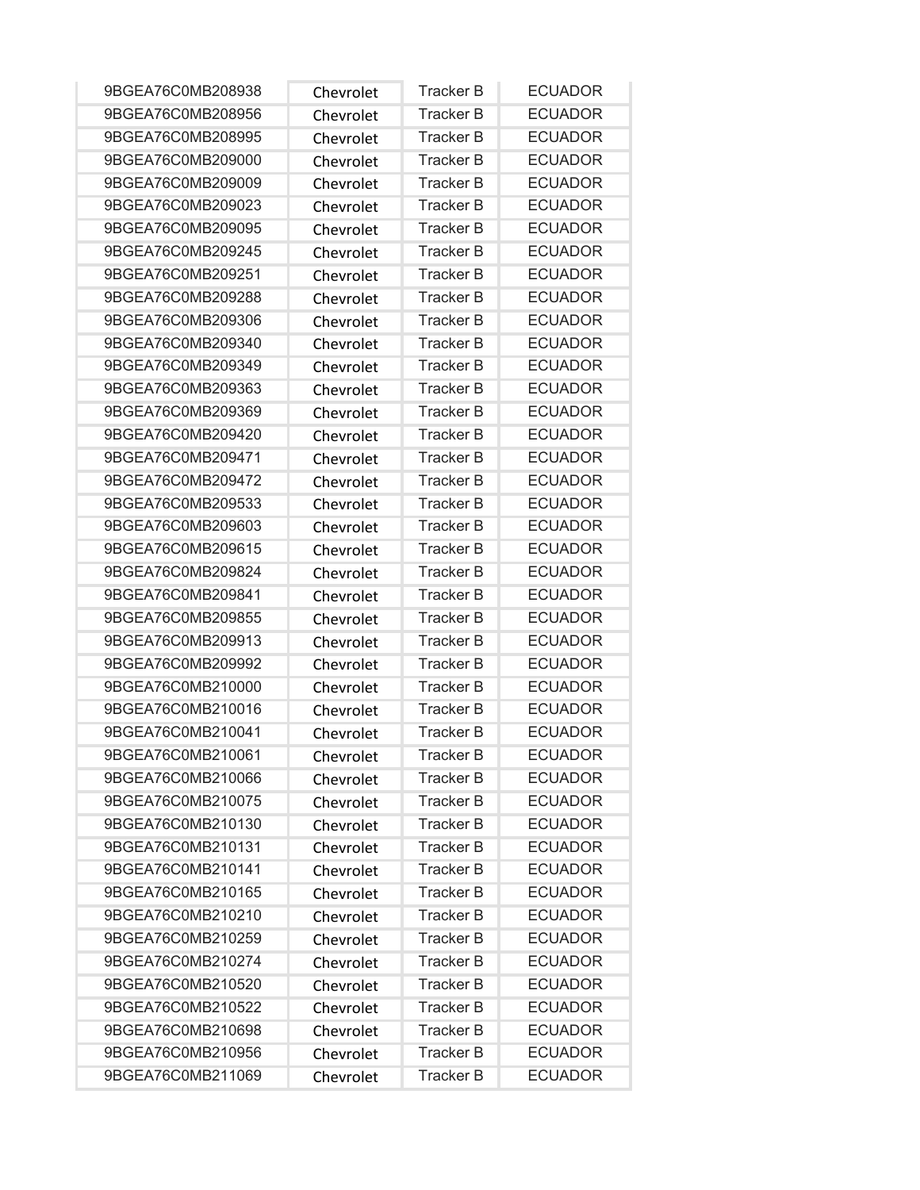| 9BGEA76C0MB208938 | Chevrolet | Tracker B | ECUADOR |
|---|---|---|---|
| 9BGEA76C0MB208956 | Chevrolet | Tracker B | ECUADOR |
| 9BGEA76C0MB208995 | Chevrolet | Tracker B | ECUADOR |
| 9BGEA76C0MB209000 | Chevrolet | Tracker B | ECUADOR |
| 9BGEA76C0MB209009 | Chevrolet | Tracker B | ECUADOR |
| 9BGEA76C0MB209023 | Chevrolet | Tracker B | ECUADOR |
| 9BGEA76C0MB209095 | Chevrolet | Tracker B | ECUADOR |
| 9BGEA76C0MB209245 | Chevrolet | Tracker B | ECUADOR |
| 9BGEA76C0MB209251 | Chevrolet | Tracker B | ECUADOR |
| 9BGEA76C0MB209288 | Chevrolet | Tracker B | ECUADOR |
| 9BGEA76C0MB209306 | Chevrolet | Tracker B | ECUADOR |
| 9BGEA76C0MB209340 | Chevrolet | Tracker B | ECUADOR |
| 9BGEA76C0MB209349 | Chevrolet | Tracker B | ECUADOR |
| 9BGEA76C0MB209363 | Chevrolet | Tracker B | ECUADOR |
| 9BGEA76C0MB209369 | Chevrolet | Tracker B | ECUADOR |
| 9BGEA76C0MB209420 | Chevrolet | Tracker B | ECUADOR |
| 9BGEA76C0MB209471 | Chevrolet | Tracker B | ECUADOR |
| 9BGEA76C0MB209472 | Chevrolet | Tracker B | ECUADOR |
| 9BGEA76C0MB209533 | Chevrolet | Tracker B | ECUADOR |
| 9BGEA76C0MB209603 | Chevrolet | Tracker B | ECUADOR |
| 9BGEA76C0MB209615 | Chevrolet | Tracker B | ECUADOR |
| 9BGEA76C0MB209824 | Chevrolet | Tracker B | ECUADOR |
| 9BGEA76C0MB209841 | Chevrolet | Tracker B | ECUADOR |
| 9BGEA76C0MB209855 | Chevrolet | Tracker B | ECUADOR |
| 9BGEA76C0MB209913 | Chevrolet | Tracker B | ECUADOR |
| 9BGEA76C0MB209992 | Chevrolet | Tracker B | ECUADOR |
| 9BGEA76C0MB210000 | Chevrolet | Tracker B | ECUADOR |
| 9BGEA76C0MB210016 | Chevrolet | Tracker B | ECUADOR |
| 9BGEA76C0MB210041 | Chevrolet | Tracker B | ECUADOR |
| 9BGEA76C0MB210061 | Chevrolet | Tracker B | ECUADOR |
| 9BGEA76C0MB210066 | Chevrolet | Tracker B | ECUADOR |
| 9BGEA76C0MB210075 | Chevrolet | Tracker B | ECUADOR |
| 9BGEA76C0MB210130 | Chevrolet | Tracker B | ECUADOR |
| 9BGEA76C0MB210131 | Chevrolet | Tracker B | ECUADOR |
| 9BGEA76C0MB210141 | Chevrolet | Tracker B | ECUADOR |
| 9BGEA76C0MB210165 | Chevrolet | Tracker B | ECUADOR |
| 9BGEA76C0MB210210 | Chevrolet | Tracker B | ECUADOR |
| 9BGEA76C0MB210259 | Chevrolet | Tracker B | ECUADOR |
| 9BGEA76C0MB210274 | Chevrolet | Tracker B | ECUADOR |
| 9BGEA76C0MB210520 | Chevrolet | Tracker B | ECUADOR |
| 9BGEA76C0MB210522 | Chevrolet | Tracker B | ECUADOR |
| 9BGEA76C0MB210698 | Chevrolet | Tracker B | ECUADOR |
| 9BGEA76C0MB210956 | Chevrolet | Tracker B | ECUADOR |
| 9BGEA76C0MB211069 | Chevrolet | Tracker B | ECUADOR |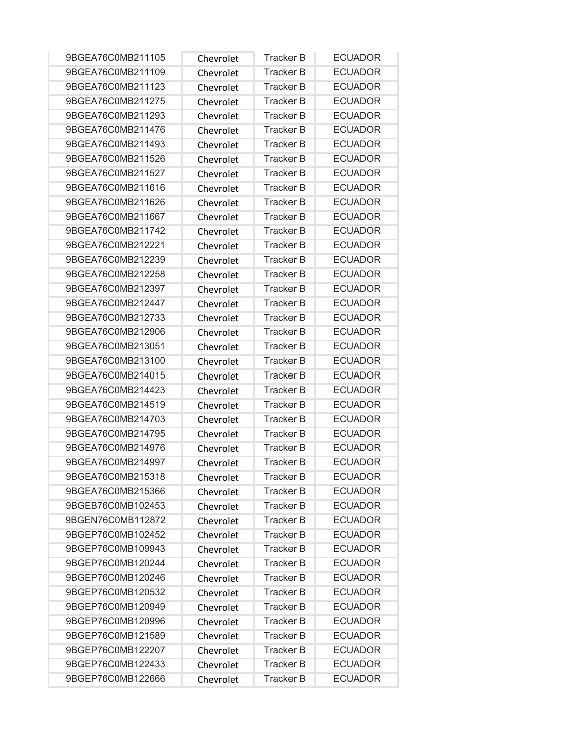| | | | |
|---|---|---|---|
| 9BGEA76C0MB211105 | Chevrolet | Tracker B | ECUADOR |
| 9BGEA76C0MB211109 | Chevrolet | Tracker B | ECUADOR |
| 9BGEA76C0MB211123 | Chevrolet | Tracker B | ECUADOR |
| 9BGEA76C0MB211275 | Chevrolet | Tracker B | ECUADOR |
| 9BGEA76C0MB211293 | Chevrolet | Tracker B | ECUADOR |
| 9BGEA76C0MB211476 | Chevrolet | Tracker B | ECUADOR |
| 9BGEA76C0MB211493 | Chevrolet | Tracker B | ECUADOR |
| 9BGEA76C0MB211526 | Chevrolet | Tracker B | ECUADOR |
| 9BGEA76C0MB211527 | Chevrolet | Tracker B | ECUADOR |
| 9BGEA76C0MB211616 | Chevrolet | Tracker B | ECUADOR |
| 9BGEA76C0MB211626 | Chevrolet | Tracker B | ECUADOR |
| 9BGEA76C0MB211667 | Chevrolet | Tracker B | ECUADOR |
| 9BGEA76C0MB211742 | Chevrolet | Tracker B | ECUADOR |
| 9BGEA76C0MB212221 | Chevrolet | Tracker B | ECUADOR |
| 9BGEA76C0MB212239 | Chevrolet | Tracker B | ECUADOR |
| 9BGEA76C0MB212258 | Chevrolet | Tracker B | ECUADOR |
| 9BGEA76C0MB212397 | Chevrolet | Tracker B | ECUADOR |
| 9BGEA76C0MB212447 | Chevrolet | Tracker B | ECUADOR |
| 9BGEA76C0MB212733 | Chevrolet | Tracker B | ECUADOR |
| 9BGEA76C0MB212906 | Chevrolet | Tracker B | ECUADOR |
| 9BGEA76C0MB213051 | Chevrolet | Tracker B | ECUADOR |
| 9BGEA76C0MB213100 | Chevrolet | Tracker B | ECUADOR |
| 9BGEA76C0MB214015 | Chevrolet | Tracker B | ECUADOR |
| 9BGEA76C0MB214423 | Chevrolet | Tracker B | ECUADOR |
| 9BGEA76C0MB214519 | Chevrolet | Tracker B | ECUADOR |
| 9BGEA76C0MB214703 | Chevrolet | Tracker B | ECUADOR |
| 9BGEA76C0MB214795 | Chevrolet | Tracker B | ECUADOR |
| 9BGEA76C0MB214976 | Chevrolet | Tracker B | ECUADOR |
| 9BGEA76C0MB214997 | Chevrolet | Tracker B | ECUADOR |
| 9BGEA76C0MB215318 | Chevrolet | Tracker B | ECUADOR |
| 9BGEA76C0MB215366 | Chevrolet | Tracker B | ECUADOR |
| 9BGEB76C0MB102453 | Chevrolet | Tracker B | ECUADOR |
| 9BGEN76C0MB112872 | Chevrolet | Tracker B | ECUADOR |
| 9BGEP76C0MB102452 | Chevrolet | Tracker B | ECUADOR |
| 9BGEP76C0MB109943 | Chevrolet | Tracker B | ECUADOR |
| 9BGEP76C0MB120244 | Chevrolet | Tracker B | ECUADOR |
| 9BGEP76C0MB120246 | Chevrolet | Tracker B | ECUADOR |
| 9BGEP76C0MB120532 | Chevrolet | Tracker B | ECUADOR |
| 9BGEP76C0MB120949 | Chevrolet | Tracker B | ECUADOR |
| 9BGEP76C0MB120996 | Chevrolet | Tracker B | ECUADOR |
| 9BGEP76C0MB121589 | Chevrolet | Tracker B | ECUADOR |
| 9BGEP76C0MB122207 | Chevrolet | Tracker B | ECUADOR |
| 9BGEP76C0MB122433 | Chevrolet | Tracker B | ECUADOR |
| 9BGEP76C0MB122666 | Chevrolet | Tracker B | ECUADOR |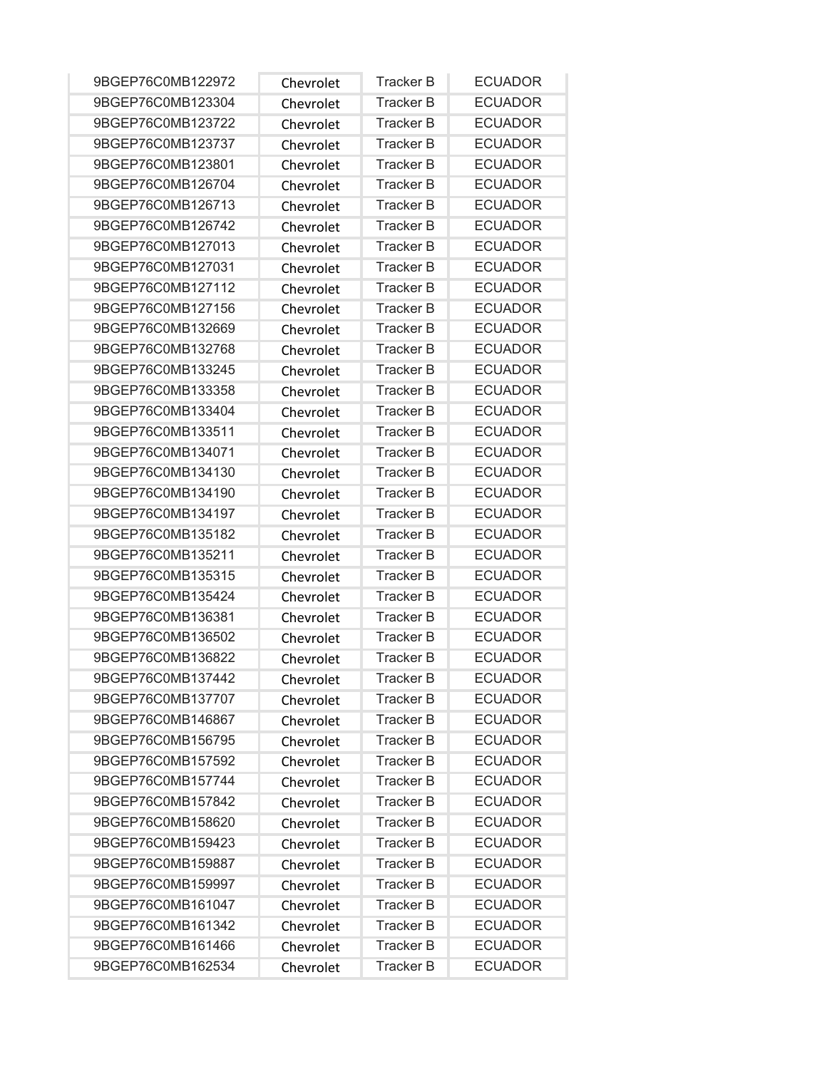| | | | |
|---|---|---|---|
| 9BGEP76C0MB122972 | Chevrolet | Tracker B | ECUADOR |
| 9BGEP76C0MB123304 | Chevrolet | Tracker B | ECUADOR |
| 9BGEP76C0MB123722 | Chevrolet | Tracker B | ECUADOR |
| 9BGEP76C0MB123737 | Chevrolet | Tracker B | ECUADOR |
| 9BGEP76C0MB123801 | Chevrolet | Tracker B | ECUADOR |
| 9BGEP76C0MB126704 | Chevrolet | Tracker B | ECUADOR |
| 9BGEP76C0MB126713 | Chevrolet | Tracker B | ECUADOR |
| 9BGEP76C0MB126742 | Chevrolet | Tracker B | ECUADOR |
| 9BGEP76C0MB127013 | Chevrolet | Tracker B | ECUADOR |
| 9BGEP76C0MB127031 | Chevrolet | Tracker B | ECUADOR |
| 9BGEP76C0MB127112 | Chevrolet | Tracker B | ECUADOR |
| 9BGEP76C0MB127156 | Chevrolet | Tracker B | ECUADOR |
| 9BGEP76C0MB132669 | Chevrolet | Tracker B | ECUADOR |
| 9BGEP76C0MB132768 | Chevrolet | Tracker B | ECUADOR |
| 9BGEP76C0MB133245 | Chevrolet | Tracker B | ECUADOR |
| 9BGEP76C0MB133358 | Chevrolet | Tracker B | ECUADOR |
| 9BGEP76C0MB133404 | Chevrolet | Tracker B | ECUADOR |
| 9BGEP76C0MB133511 | Chevrolet | Tracker B | ECUADOR |
| 9BGEP76C0MB134071 | Chevrolet | Tracker B | ECUADOR |
| 9BGEP76C0MB134130 | Chevrolet | Tracker B | ECUADOR |
| 9BGEP76C0MB134190 | Chevrolet | Tracker B | ECUADOR |
| 9BGEP76C0MB134197 | Chevrolet | Tracker B | ECUADOR |
| 9BGEP76C0MB135182 | Chevrolet | Tracker B | ECUADOR |
| 9BGEP76C0MB135211 | Chevrolet | Tracker B | ECUADOR |
| 9BGEP76C0MB135315 | Chevrolet | Tracker B | ECUADOR |
| 9BGEP76C0MB135424 | Chevrolet | Tracker B | ECUADOR |
| 9BGEP76C0MB136381 | Chevrolet | Tracker B | ECUADOR |
| 9BGEP76C0MB136502 | Chevrolet | Tracker B | ECUADOR |
| 9BGEP76C0MB136822 | Chevrolet | Tracker B | ECUADOR |
| 9BGEP76C0MB137442 | Chevrolet | Tracker B | ECUADOR |
| 9BGEP76C0MB137707 | Chevrolet | Tracker B | ECUADOR |
| 9BGEP76C0MB146867 | Chevrolet | Tracker B | ECUADOR |
| 9BGEP76C0MB156795 | Chevrolet | Tracker B | ECUADOR |
| 9BGEP76C0MB157592 | Chevrolet | Tracker B | ECUADOR |
| 9BGEP76C0MB157744 | Chevrolet | Tracker B | ECUADOR |
| 9BGEP76C0MB157842 | Chevrolet | Tracker B | ECUADOR |
| 9BGEP76C0MB158620 | Chevrolet | Tracker B | ECUADOR |
| 9BGEP76C0MB159423 | Chevrolet | Tracker B | ECUADOR |
| 9BGEP76C0MB159887 | Chevrolet | Tracker B | ECUADOR |
| 9BGEP76C0MB159997 | Chevrolet | Tracker B | ECUADOR |
| 9BGEP76C0MB161047 | Chevrolet | Tracker B | ECUADOR |
| 9BGEP76C0MB161342 | Chevrolet | Tracker B | ECUADOR |
| 9BGEP76C0MB161466 | Chevrolet | Tracker B | ECUADOR |
| 9BGEP76C0MB162534 | Chevrolet | Tracker B | ECUADOR |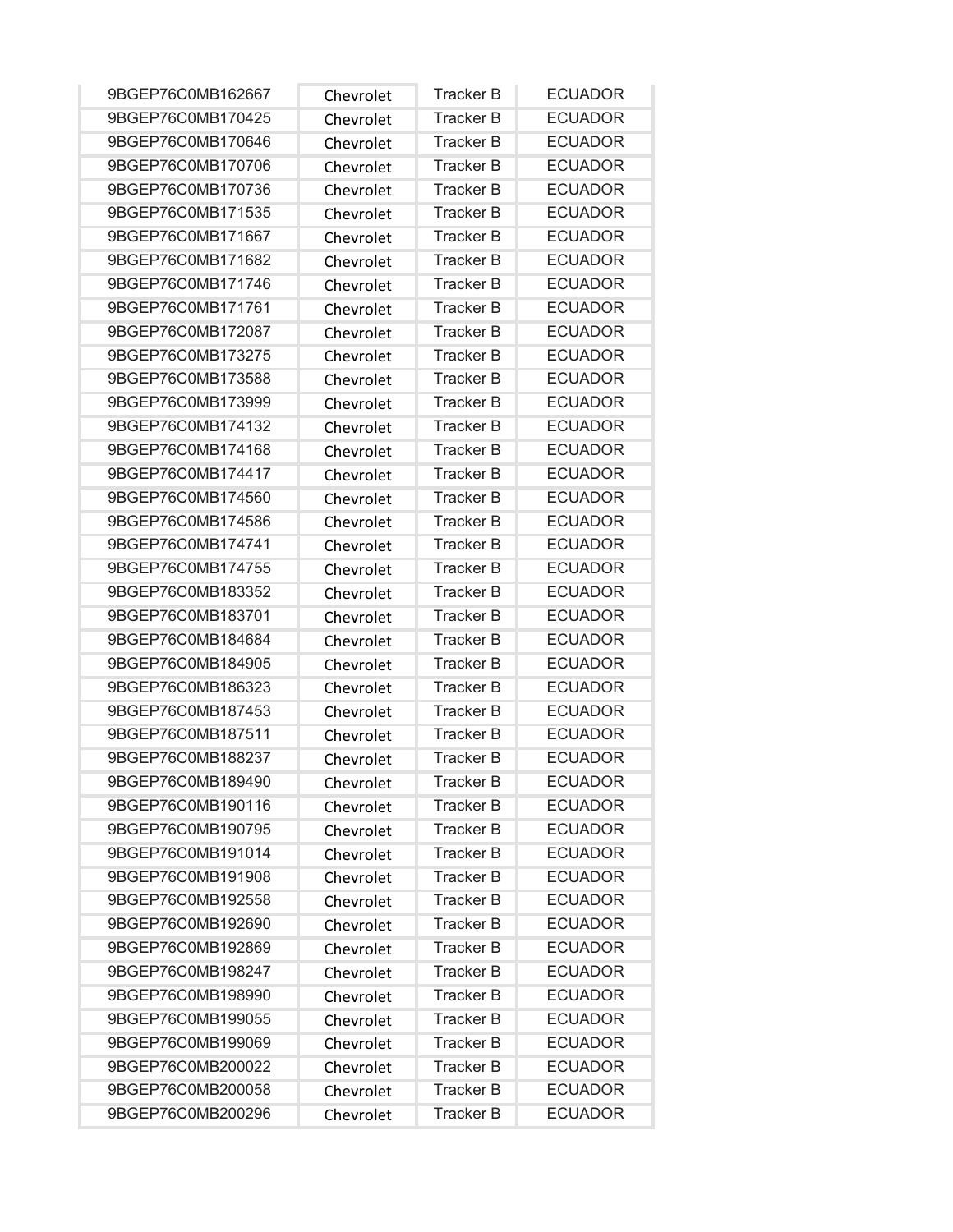| | | | |
|---|---|---|---|
| 9BGEP76C0MB162667 | Chevrolet | Tracker B | ECUADOR |
| 9BGEP76C0MB170425 | Chevrolet | Tracker B | ECUADOR |
| 9BGEP76C0MB170646 | Chevrolet | Tracker B | ECUADOR |
| 9BGEP76C0MB170706 | Chevrolet | Tracker B | ECUADOR |
| 9BGEP76C0MB170736 | Chevrolet | Tracker B | ECUADOR |
| 9BGEP76C0MB171535 | Chevrolet | Tracker B | ECUADOR |
| 9BGEP76C0MB171667 | Chevrolet | Tracker B | ECUADOR |
| 9BGEP76C0MB171682 | Chevrolet | Tracker B | ECUADOR |
| 9BGEP76C0MB171746 | Chevrolet | Tracker B | ECUADOR |
| 9BGEP76C0MB171761 | Chevrolet | Tracker B | ECUADOR |
| 9BGEP76C0MB172087 | Chevrolet | Tracker B | ECUADOR |
| 9BGEP76C0MB173275 | Chevrolet | Tracker B | ECUADOR |
| 9BGEP76C0MB173588 | Chevrolet | Tracker B | ECUADOR |
| 9BGEP76C0MB173999 | Chevrolet | Tracker B | ECUADOR |
| 9BGEP76C0MB174132 | Chevrolet | Tracker B | ECUADOR |
| 9BGEP76C0MB174168 | Chevrolet | Tracker B | ECUADOR |
| 9BGEP76C0MB174417 | Chevrolet | Tracker B | ECUADOR |
| 9BGEP76C0MB174560 | Chevrolet | Tracker B | ECUADOR |
| 9BGEP76C0MB174586 | Chevrolet | Tracker B | ECUADOR |
| 9BGEP76C0MB174741 | Chevrolet | Tracker B | ECUADOR |
| 9BGEP76C0MB174755 | Chevrolet | Tracker B | ECUADOR |
| 9BGEP76C0MB183352 | Chevrolet | Tracker B | ECUADOR |
| 9BGEP76C0MB183701 | Chevrolet | Tracker B | ECUADOR |
| 9BGEP76C0MB184684 | Chevrolet | Tracker B | ECUADOR |
| 9BGEP76C0MB184905 | Chevrolet | Tracker B | ECUADOR |
| 9BGEP76C0MB186323 | Chevrolet | Tracker B | ECUADOR |
| 9BGEP76C0MB187453 | Chevrolet | Tracker B | ECUADOR |
| 9BGEP76C0MB187511 | Chevrolet | Tracker B | ECUADOR |
| 9BGEP76C0MB188237 | Chevrolet | Tracker B | ECUADOR |
| 9BGEP76C0MB189490 | Chevrolet | Tracker B | ECUADOR |
| 9BGEP76C0MB190116 | Chevrolet | Tracker B | ECUADOR |
| 9BGEP76C0MB190795 | Chevrolet | Tracker B | ECUADOR |
| 9BGEP76C0MB191014 | Chevrolet | Tracker B | ECUADOR |
| 9BGEP76C0MB191908 | Chevrolet | Tracker B | ECUADOR |
| 9BGEP76C0MB192558 | Chevrolet | Tracker B | ECUADOR |
| 9BGEP76C0MB192690 | Chevrolet | Tracker B | ECUADOR |
| 9BGEP76C0MB192869 | Chevrolet | Tracker B | ECUADOR |
| 9BGEP76C0MB198247 | Chevrolet | Tracker B | ECUADOR |
| 9BGEP76C0MB198990 | Chevrolet | Tracker B | ECUADOR |
| 9BGEP76C0MB199055 | Chevrolet | Tracker B | ECUADOR |
| 9BGEP76C0MB199069 | Chevrolet | Tracker B | ECUADOR |
| 9BGEP76C0MB200022 | Chevrolet | Tracker B | ECUADOR |
| 9BGEP76C0MB200058 | Chevrolet | Tracker B | ECUADOR |
| 9BGEP76C0MB200296 | Chevrolet | Tracker B | ECUADOR |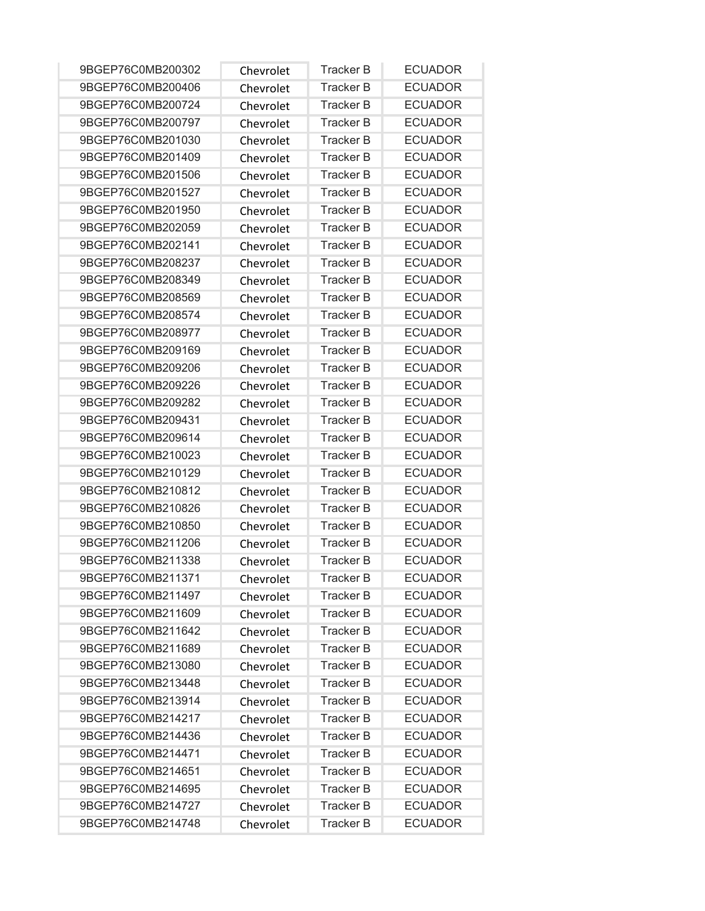| | | | |
|---|---|---|---|
| 9BGEP76C0MB200302 | Chevrolet | Tracker B | ECUADOR |
| 9BGEP76C0MB200406 | Chevrolet | Tracker B | ECUADOR |
| 9BGEP76C0MB200724 | Chevrolet | Tracker B | ECUADOR |
| 9BGEP76C0MB200797 | Chevrolet | Tracker B | ECUADOR |
| 9BGEP76C0MB201030 | Chevrolet | Tracker B | ECUADOR |
| 9BGEP76C0MB201409 | Chevrolet | Tracker B | ECUADOR |
| 9BGEP76C0MB201506 | Chevrolet | Tracker B | ECUADOR |
| 9BGEP76C0MB201527 | Chevrolet | Tracker B | ECUADOR |
| 9BGEP76C0MB201950 | Chevrolet | Tracker B | ECUADOR |
| 9BGEP76C0MB202059 | Chevrolet | Tracker B | ECUADOR |
| 9BGEP76C0MB202141 | Chevrolet | Tracker B | ECUADOR |
| 9BGEP76C0MB208237 | Chevrolet | Tracker B | ECUADOR |
| 9BGEP76C0MB208349 | Chevrolet | Tracker B | ECUADOR |
| 9BGEP76C0MB208569 | Chevrolet | Tracker B | ECUADOR |
| 9BGEP76C0MB208574 | Chevrolet | Tracker B | ECUADOR |
| 9BGEP76C0MB208977 | Chevrolet | Tracker B | ECUADOR |
| 9BGEP76C0MB209169 | Chevrolet | Tracker B | ECUADOR |
| 9BGEP76C0MB209206 | Chevrolet | Tracker B | ECUADOR |
| 9BGEP76C0MB209226 | Chevrolet | Tracker B | ECUADOR |
| 9BGEP76C0MB209282 | Chevrolet | Tracker B | ECUADOR |
| 9BGEP76C0MB209431 | Chevrolet | Tracker B | ECUADOR |
| 9BGEP76C0MB209614 | Chevrolet | Tracker B | ECUADOR |
| 9BGEP76C0MB210023 | Chevrolet | Tracker B | ECUADOR |
| 9BGEP76C0MB210129 | Chevrolet | Tracker B | ECUADOR |
| 9BGEP76C0MB210812 | Chevrolet | Tracker B | ECUADOR |
| 9BGEP76C0MB210826 | Chevrolet | Tracker B | ECUADOR |
| 9BGEP76C0MB210850 | Chevrolet | Tracker B | ECUADOR |
| 9BGEP76C0MB211206 | Chevrolet | Tracker B | ECUADOR |
| 9BGEP76C0MB211338 | Chevrolet | Tracker B | ECUADOR |
| 9BGEP76C0MB211371 | Chevrolet | Tracker B | ECUADOR |
| 9BGEP76C0MB211497 | Chevrolet | Tracker B | ECUADOR |
| 9BGEP76C0MB211609 | Chevrolet | Tracker B | ECUADOR |
| 9BGEP76C0MB211642 | Chevrolet | Tracker B | ECUADOR |
| 9BGEP76C0MB211689 | Chevrolet | Tracker B | ECUADOR |
| 9BGEP76C0MB213080 | Chevrolet | Tracker B | ECUADOR |
| 9BGEP76C0MB213448 | Chevrolet | Tracker B | ECUADOR |
| 9BGEP76C0MB213914 | Chevrolet | Tracker B | ECUADOR |
| 9BGEP76C0MB214217 | Chevrolet | Tracker B | ECUADOR |
| 9BGEP76C0MB214436 | Chevrolet | Tracker B | ECUADOR |
| 9BGEP76C0MB214471 | Chevrolet | Tracker B | ECUADOR |
| 9BGEP76C0MB214651 | Chevrolet | Tracker B | ECUADOR |
| 9BGEP76C0MB214695 | Chevrolet | Tracker B | ECUADOR |
| 9BGEP76C0MB214727 | Chevrolet | Tracker B | ECUADOR |
| 9BGEP76C0MB214748 | Chevrolet | Tracker B | ECUADOR |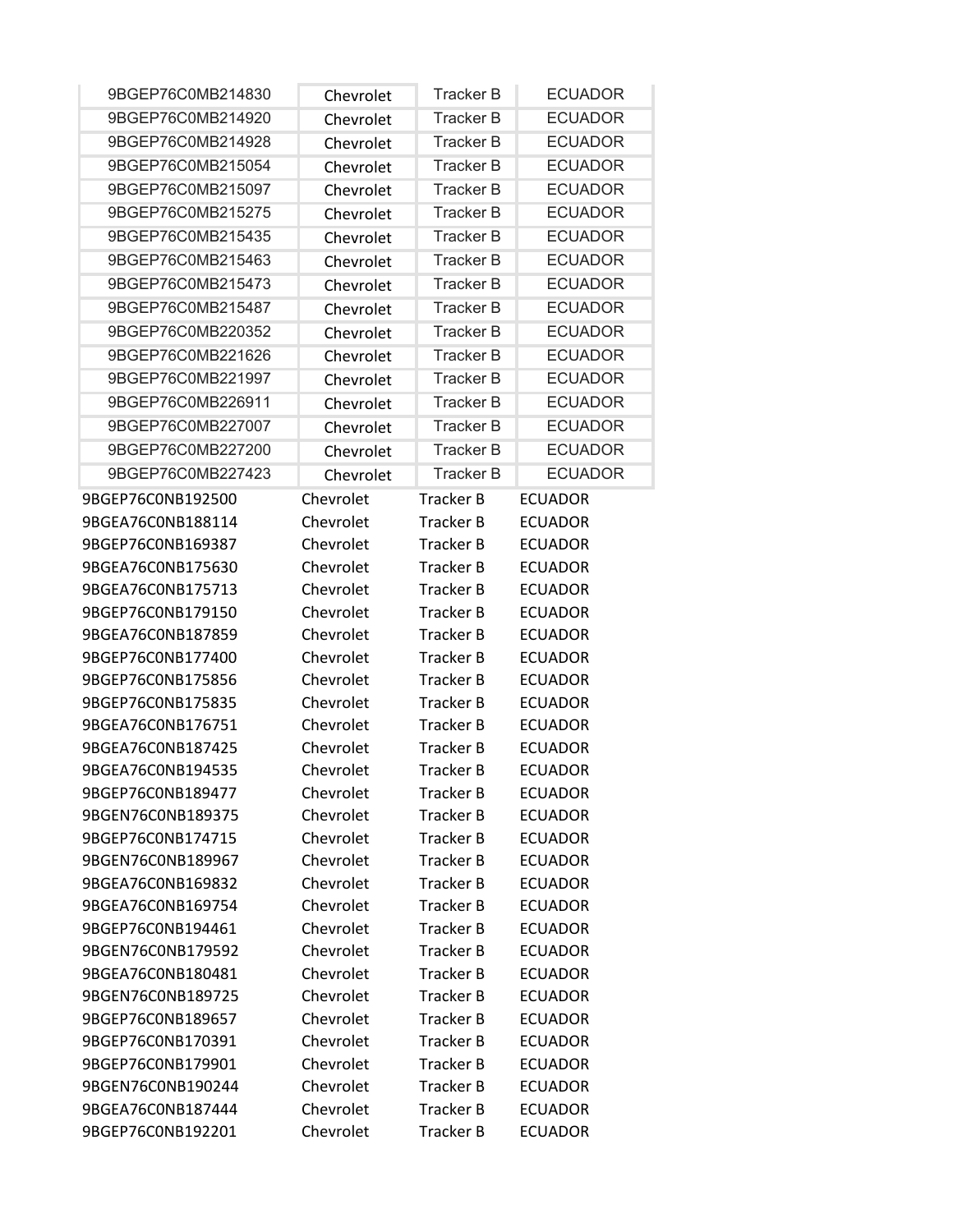| | | | |
|---|---|---|---|
| 9BGEP76C0MB214830 | Chevrolet | Tracker B | ECUADOR |
| 9BGEP76C0MB214920 | Chevrolet | Tracker B | ECUADOR |
| 9BGEP76C0MB214928 | Chevrolet | Tracker B | ECUADOR |
| 9BGEP76C0MB215054 | Chevrolet | Tracker B | ECUADOR |
| 9BGEP76C0MB215097 | Chevrolet | Tracker B | ECUADOR |
| 9BGEP76C0MB215275 | Chevrolet | Tracker B | ECUADOR |
| 9BGEP76C0MB215435 | Chevrolet | Tracker B | ECUADOR |
| 9BGEP76C0MB215463 | Chevrolet | Tracker B | ECUADOR |
| 9BGEP76C0MB215473 | Chevrolet | Tracker B | ECUADOR |
| 9BGEP76C0MB215487 | Chevrolet | Tracker B | ECUADOR |
| 9BGEP76C0MB220352 | Chevrolet | Tracker B | ECUADOR |
| 9BGEP76C0MB221626 | Chevrolet | Tracker B | ECUADOR |
| 9BGEP76C0MB221997 | Chevrolet | Tracker B | ECUADOR |
| 9BGEP76C0MB226911 | Chevrolet | Tracker B | ECUADOR |
| 9BGEP76C0MB227007 | Chevrolet | Tracker B | ECUADOR |
| 9BGEP76C0MB227200 | Chevrolet | Tracker B | ECUADOR |
| 9BGEP76C0MB227423 | Chevrolet | Tracker B | ECUADOR |
| 9BGEP76C0NB192500 | Chevrolet | Tracker B | ECUADOR |
| 9BGEA76C0NB188114 | Chevrolet | Tracker B | ECUADOR |
| 9BGEP76C0NB169387 | Chevrolet | Tracker B | ECUADOR |
| 9BGEA76C0NB175630 | Chevrolet | Tracker B | ECUADOR |
| 9BGEA76C0NB175713 | Chevrolet | Tracker B | ECUADOR |
| 9BGEP76C0NB179150 | Chevrolet | Tracker B | ECUADOR |
| 9BGEA76C0NB187859 | Chevrolet | Tracker B | ECUADOR |
| 9BGEP76C0NB177400 | Chevrolet | Tracker B | ECUADOR |
| 9BGEP76C0NB175856 | Chevrolet | Tracker B | ECUADOR |
| 9BGEP76C0NB175835 | Chevrolet | Tracker B | ECUADOR |
| 9BGEA76C0NB176751 | Chevrolet | Tracker B | ECUADOR |
| 9BGEA76C0NB187425 | Chevrolet | Tracker B | ECUADOR |
| 9BGEA76C0NB194535 | Chevrolet | Tracker B | ECUADOR |
| 9BGEP76C0NB189477 | Chevrolet | Tracker B | ECUADOR |
| 9BGEN76C0NB189375 | Chevrolet | Tracker B | ECUADOR |
| 9BGEP76C0NB174715 | Chevrolet | Tracker B | ECUADOR |
| 9BGEN76C0NB189967 | Chevrolet | Tracker B | ECUADOR |
| 9BGEA76C0NB169832 | Chevrolet | Tracker B | ECUADOR |
| 9BGEA76C0NB169754 | Chevrolet | Tracker B | ECUADOR |
| 9BGEP76C0NB194461 | Chevrolet | Tracker B | ECUADOR |
| 9BGEN76C0NB179592 | Chevrolet | Tracker B | ECUADOR |
| 9BGEA76C0NB180481 | Chevrolet | Tracker B | ECUADOR |
| 9BGEN76C0NB189725 | Chevrolet | Tracker B | ECUADOR |
| 9BGEP76C0NB189657 | Chevrolet | Tracker B | ECUADOR |
| 9BGEP76C0NB170391 | Chevrolet | Tracker B | ECUADOR |
| 9BGEP76C0NB179901 | Chevrolet | Tracker B | ECUADOR |
| 9BGEN76C0NB190244 | Chevrolet | Tracker B | ECUADOR |
| 9BGEA76C0NB187444 | Chevrolet | Tracker B | ECUADOR |
| 9BGEP76C0NB192201 | Chevrolet | Tracker B | ECUADOR |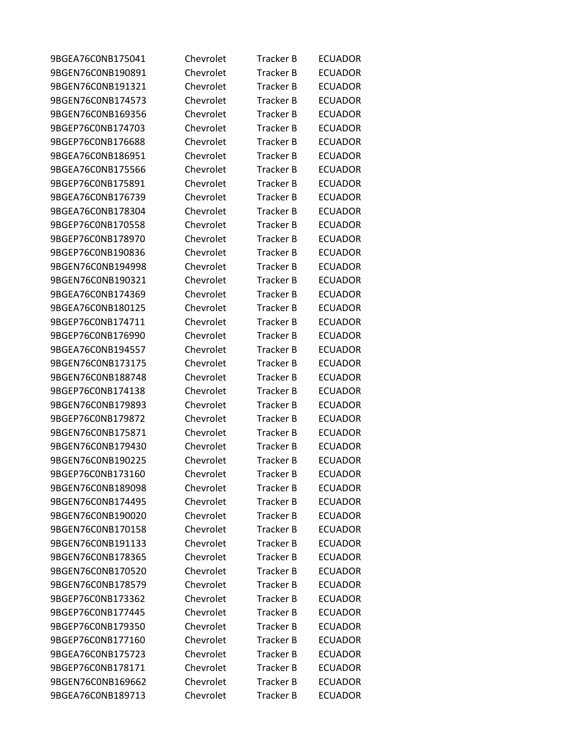| | | | |
|---|---|---|---|
| 9BGEA76C0NB175041 | Chevrolet | Tracker B | ECUADOR |
| 9BGEN76C0NB190891 | Chevrolet | Tracker B | ECUADOR |
| 9BGEN76C0NB191321 | Chevrolet | Tracker B | ECUADOR |
| 9BGEN76C0NB174573 | Chevrolet | Tracker B | ECUADOR |
| 9BGEN76C0NB169356 | Chevrolet | Tracker B | ECUADOR |
| 9BGEP76C0NB174703 | Chevrolet | Tracker B | ECUADOR |
| 9BGEP76C0NB176688 | Chevrolet | Tracker B | ECUADOR |
| 9BGEA76C0NB186951 | Chevrolet | Tracker B | ECUADOR |
| 9BGEA76C0NB175566 | Chevrolet | Tracker B | ECUADOR |
| 9BGEP76C0NB175891 | Chevrolet | Tracker B | ECUADOR |
| 9BGEA76C0NB176739 | Chevrolet | Tracker B | ECUADOR |
| 9BGEA76C0NB178304 | Chevrolet | Tracker B | ECUADOR |
| 9BGEP76C0NB170558 | Chevrolet | Tracker B | ECUADOR |
| 9BGEP76C0NB178970 | Chevrolet | Tracker B | ECUADOR |
| 9BGEP76C0NB190836 | Chevrolet | Tracker B | ECUADOR |
| 9BGEN76C0NB194998 | Chevrolet | Tracker B | ECUADOR |
| 9BGEN76C0NB190321 | Chevrolet | Tracker B | ECUADOR |
| 9BGEA76C0NB174369 | Chevrolet | Tracker B | ECUADOR |
| 9BGEA76C0NB180125 | Chevrolet | Tracker B | ECUADOR |
| 9BGEP76C0NB174711 | Chevrolet | Tracker B | ECUADOR |
| 9BGEP76C0NB176990 | Chevrolet | Tracker B | ECUADOR |
| 9BGEA76C0NB194557 | Chevrolet | Tracker B | ECUADOR |
| 9BGEN76C0NB173175 | Chevrolet | Tracker B | ECUADOR |
| 9BGEN76C0NB188748 | Chevrolet | Tracker B | ECUADOR |
| 9BGEP76C0NB174138 | Chevrolet | Tracker B | ECUADOR |
| 9BGEN76C0NB179893 | Chevrolet | Tracker B | ECUADOR |
| 9BGEP76C0NB179872 | Chevrolet | Tracker B | ECUADOR |
| 9BGEN76C0NB175871 | Chevrolet | Tracker B | ECUADOR |
| 9BGEN76C0NB179430 | Chevrolet | Tracker B | ECUADOR |
| 9BGEN76C0NB190225 | Chevrolet | Tracker B | ECUADOR |
| 9BGEP76C0NB173160 | Chevrolet | Tracker B | ECUADOR |
| 9BGEN76C0NB189098 | Chevrolet | Tracker B | ECUADOR |
| 9BGEN76C0NB174495 | Chevrolet | Tracker B | ECUADOR |
| 9BGEN76C0NB190020 | Chevrolet | Tracker B | ECUADOR |
| 9BGEN76C0NB170158 | Chevrolet | Tracker B | ECUADOR |
| 9BGEN76C0NB191133 | Chevrolet | Tracker B | ECUADOR |
| 9BGEN76C0NB178365 | Chevrolet | Tracker B | ECUADOR |
| 9BGEN76C0NB170520 | Chevrolet | Tracker B | ECUADOR |
| 9BGEN76C0NB178579 | Chevrolet | Tracker B | ECUADOR |
| 9BGEP76C0NB173362 | Chevrolet | Tracker B | ECUADOR |
| 9BGEP76C0NB177445 | Chevrolet | Tracker B | ECUADOR |
| 9BGEP76C0NB179350 | Chevrolet | Tracker B | ECUADOR |
| 9BGEP76C0NB177160 | Chevrolet | Tracker B | ECUADOR |
| 9BGEA76C0NB175723 | Chevrolet | Tracker B | ECUADOR |
| 9BGEP76C0NB178171 | Chevrolet | Tracker B | ECUADOR |
| 9BGEN76C0NB169662 | Chevrolet | Tracker B | ECUADOR |
| 9BGEA76C0NB189713 | Chevrolet | Tracker B | ECUADOR |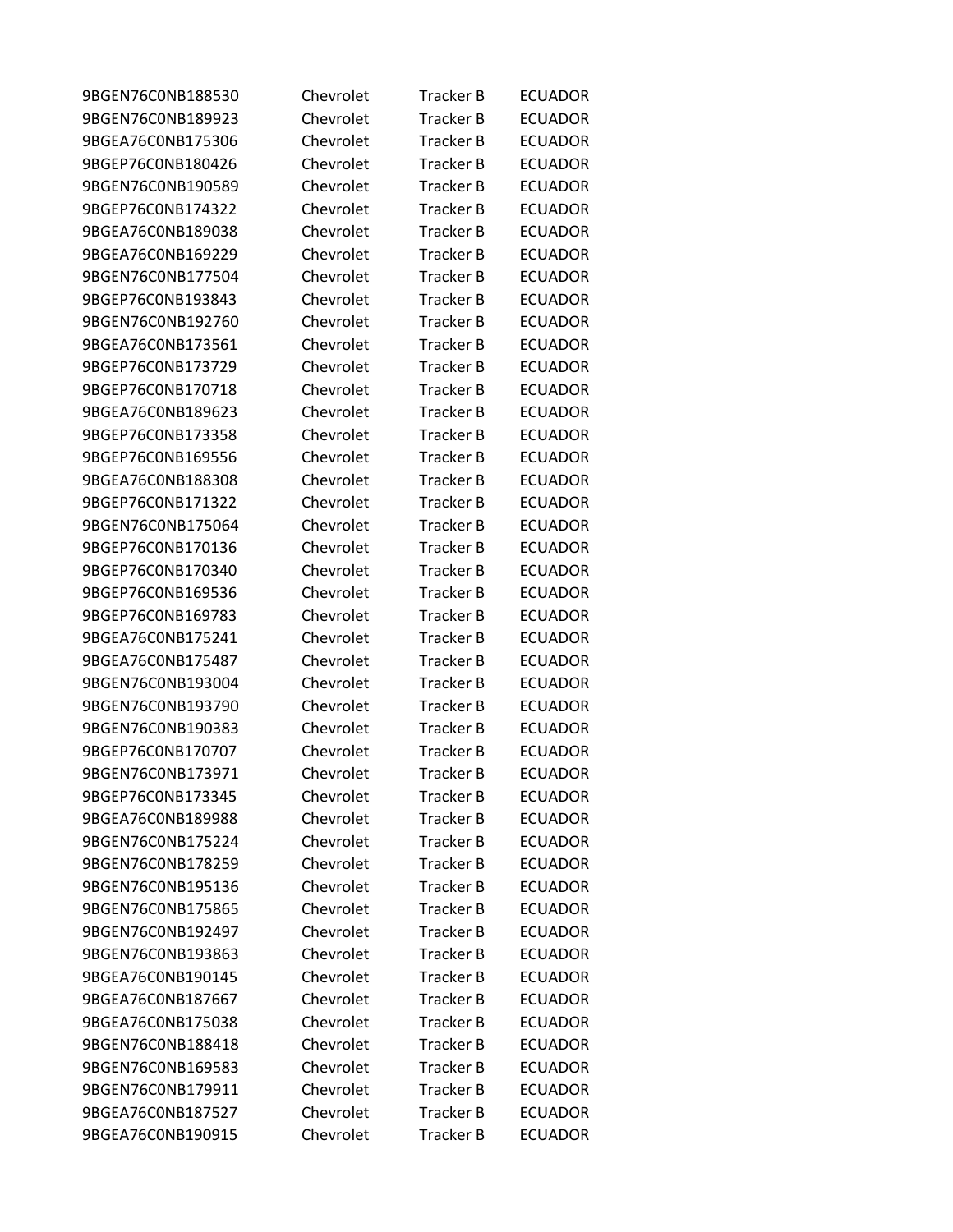| | | | |
|---|---|---|---|
| 9BGEN76C0NB188530 | Chevrolet | Tracker B | ECUADOR |
| 9BGEN76C0NB189923 | Chevrolet | Tracker B | ECUADOR |
| 9BGEA76C0NB175306 | Chevrolet | Tracker B | ECUADOR |
| 9BGEP76C0NB180426 | Chevrolet | Tracker B | ECUADOR |
| 9BGEN76C0NB190589 | Chevrolet | Tracker B | ECUADOR |
| 9BGEP76C0NB174322 | Chevrolet | Tracker B | ECUADOR |
| 9BGEA76C0NB189038 | Chevrolet | Tracker B | ECUADOR |
| 9BGEA76C0NB169229 | Chevrolet | Tracker B | ECUADOR |
| 9BGEN76C0NB177504 | Chevrolet | Tracker B | ECUADOR |
| 9BGEP76C0NB193843 | Chevrolet | Tracker B | ECUADOR |
| 9BGEN76C0NB192760 | Chevrolet | Tracker B | ECUADOR |
| 9BGEA76C0NB173561 | Chevrolet | Tracker B | ECUADOR |
| 9BGEP76C0NB173729 | Chevrolet | Tracker B | ECUADOR |
| 9BGEP76C0NB170718 | Chevrolet | Tracker B | ECUADOR |
| 9BGEA76C0NB189623 | Chevrolet | Tracker B | ECUADOR |
| 9BGEP76C0NB173358 | Chevrolet | Tracker B | ECUADOR |
| 9BGEP76C0NB169556 | Chevrolet | Tracker B | ECUADOR |
| 9BGEA76C0NB188308 | Chevrolet | Tracker B | ECUADOR |
| 9BGEP76C0NB171322 | Chevrolet | Tracker B | ECUADOR |
| 9BGEN76C0NB175064 | Chevrolet | Tracker B | ECUADOR |
| 9BGEP76C0NB170136 | Chevrolet | Tracker B | ECUADOR |
| 9BGEP76C0NB170340 | Chevrolet | Tracker B | ECUADOR |
| 9BGEP76C0NB169536 | Chevrolet | Tracker B | ECUADOR |
| 9BGEP76C0NB169783 | Chevrolet | Tracker B | ECUADOR |
| 9BGEA76C0NB175241 | Chevrolet | Tracker B | ECUADOR |
| 9BGEA76C0NB175487 | Chevrolet | Tracker B | ECUADOR |
| 9BGEN76C0NB193004 | Chevrolet | Tracker B | ECUADOR |
| 9BGEN76C0NB193790 | Chevrolet | Tracker B | ECUADOR |
| 9BGEN76C0NB190383 | Chevrolet | Tracker B | ECUADOR |
| 9BGEP76C0NB170707 | Chevrolet | Tracker B | ECUADOR |
| 9BGEN76C0NB173971 | Chevrolet | Tracker B | ECUADOR |
| 9BGEP76C0NB173345 | Chevrolet | Tracker B | ECUADOR |
| 9BGEA76C0NB189988 | Chevrolet | Tracker B | ECUADOR |
| 9BGEN76C0NB175224 | Chevrolet | Tracker B | ECUADOR |
| 9BGEN76C0NB178259 | Chevrolet | Tracker B | ECUADOR |
| 9BGEN76C0NB195136 | Chevrolet | Tracker B | ECUADOR |
| 9BGEN76C0NB175865 | Chevrolet | Tracker B | ECUADOR |
| 9BGEN76C0NB192497 | Chevrolet | Tracker B | ECUADOR |
| 9BGEN76C0NB193863 | Chevrolet | Tracker B | ECUADOR |
| 9BGEA76C0NB190145 | Chevrolet | Tracker B | ECUADOR |
| 9BGEA76C0NB187667 | Chevrolet | Tracker B | ECUADOR |
| 9BGEA76C0NB175038 | Chevrolet | Tracker B | ECUADOR |
| 9BGEN76C0NB188418 | Chevrolet | Tracker B | ECUADOR |
| 9BGEN76C0NB169583 | Chevrolet | Tracker B | ECUADOR |
| 9BGEN76C0NB179911 | Chevrolet | Tracker B | ECUADOR |
| 9BGEA76C0NB187527 | Chevrolet | Tracker B | ECUADOR |
| 9BGEA76C0NB190915 | Chevrolet | Tracker B | ECUADOR |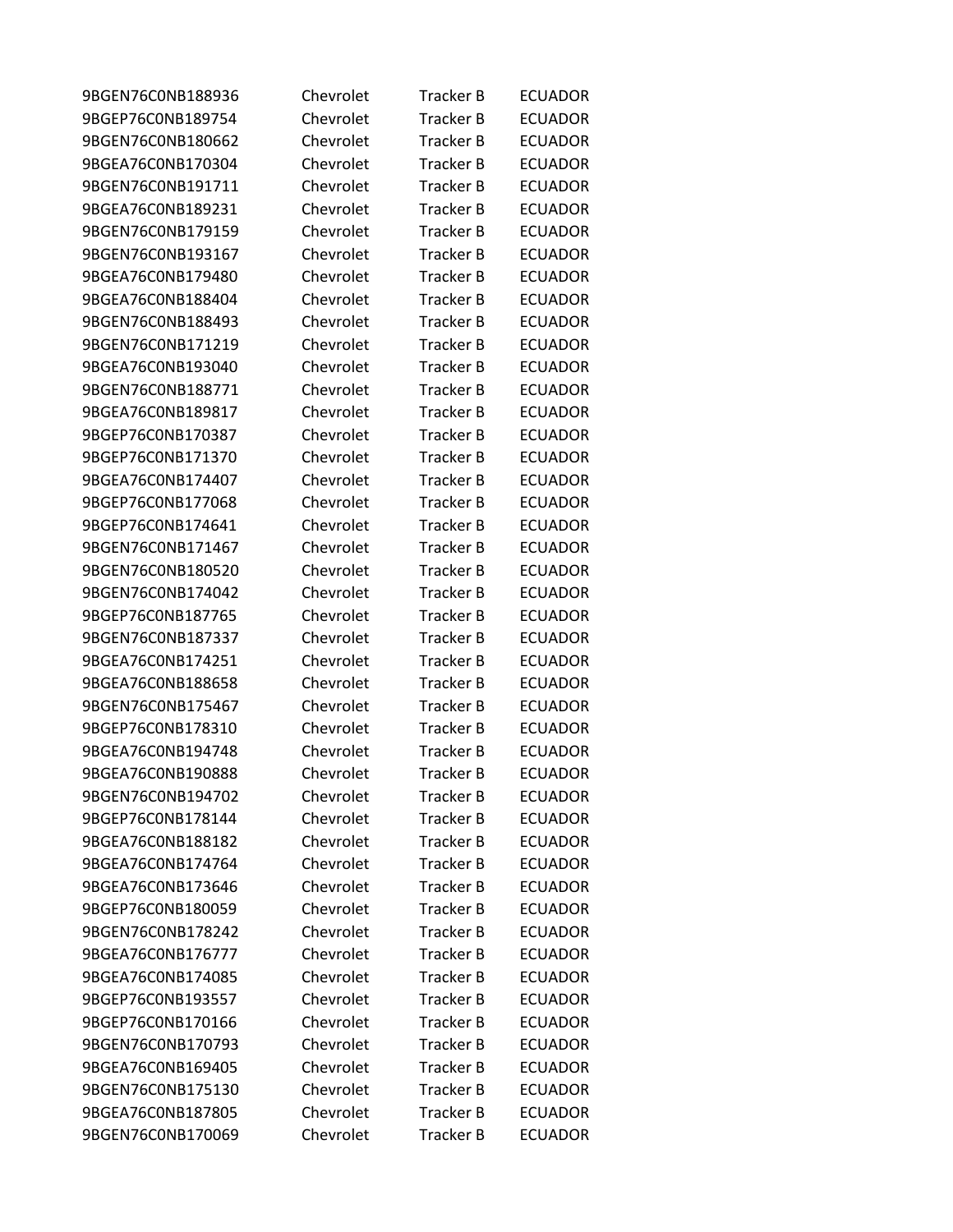| | | | |
|---|---|---|---|
| 9BGEN76C0NB188936 | Chevrolet | Tracker B | ECUADOR |
| 9BGEP76C0NB189754 | Chevrolet | Tracker B | ECUADOR |
| 9BGEN76C0NB180662 | Chevrolet | Tracker B | ECUADOR |
| 9BGEA76C0NB170304 | Chevrolet | Tracker B | ECUADOR |
| 9BGEN76C0NB191711 | Chevrolet | Tracker B | ECUADOR |
| 9BGEA76C0NB189231 | Chevrolet | Tracker B | ECUADOR |
| 9BGEN76C0NB179159 | Chevrolet | Tracker B | ECUADOR |
| 9BGEN76C0NB193167 | Chevrolet | Tracker B | ECUADOR |
| 9BGEA76C0NB179480 | Chevrolet | Tracker B | ECUADOR |
| 9BGEA76C0NB188404 | Chevrolet | Tracker B | ECUADOR |
| 9BGEN76C0NB188493 | Chevrolet | Tracker B | ECUADOR |
| 9BGEN76C0NB171219 | Chevrolet | Tracker B | ECUADOR |
| 9BGEA76C0NB193040 | Chevrolet | Tracker B | ECUADOR |
| 9BGEN76C0NB188771 | Chevrolet | Tracker B | ECUADOR |
| 9BGEA76C0NB189817 | Chevrolet | Tracker B | ECUADOR |
| 9BGEP76C0NB170387 | Chevrolet | Tracker B | ECUADOR |
| 9BGEP76C0NB171370 | Chevrolet | Tracker B | ECUADOR |
| 9BGEA76C0NB174407 | Chevrolet | Tracker B | ECUADOR |
| 9BGEP76C0NB177068 | Chevrolet | Tracker B | ECUADOR |
| 9BGEP76C0NB174641 | Chevrolet | Tracker B | ECUADOR |
| 9BGEN76C0NB171467 | Chevrolet | Tracker B | ECUADOR |
| 9BGEN76C0NB180520 | Chevrolet | Tracker B | ECUADOR |
| 9BGEN76C0NB174042 | Chevrolet | Tracker B | ECUADOR |
| 9BGEP76C0NB187765 | Chevrolet | Tracker B | ECUADOR |
| 9BGEN76C0NB187337 | Chevrolet | Tracker B | ECUADOR |
| 9BGEA76C0NB174251 | Chevrolet | Tracker B | ECUADOR |
| 9BGEA76C0NB188658 | Chevrolet | Tracker B | ECUADOR |
| 9BGEN76C0NB175467 | Chevrolet | Tracker B | ECUADOR |
| 9BGEP76C0NB178310 | Chevrolet | Tracker B | ECUADOR |
| 9BGEA76C0NB194748 | Chevrolet | Tracker B | ECUADOR |
| 9BGEA76C0NB190888 | Chevrolet | Tracker B | ECUADOR |
| 9BGEN76C0NB194702 | Chevrolet | Tracker B | ECUADOR |
| 9BGEP76C0NB178144 | Chevrolet | Tracker B | ECUADOR |
| 9BGEA76C0NB188182 | Chevrolet | Tracker B | ECUADOR |
| 9BGEA76C0NB174764 | Chevrolet | Tracker B | ECUADOR |
| 9BGEA76C0NB173646 | Chevrolet | Tracker B | ECUADOR |
| 9BGEP76C0NB180059 | Chevrolet | Tracker B | ECUADOR |
| 9BGEN76C0NB178242 | Chevrolet | Tracker B | ECUADOR |
| 9BGEA76C0NB176777 | Chevrolet | Tracker B | ECUADOR |
| 9BGEA76C0NB174085 | Chevrolet | Tracker B | ECUADOR |
| 9BGEP76C0NB193557 | Chevrolet | Tracker B | ECUADOR |
| 9BGEP76C0NB170166 | Chevrolet | Tracker B | ECUADOR |
| 9BGEN76C0NB170793 | Chevrolet | Tracker B | ECUADOR |
| 9BGEA76C0NB169405 | Chevrolet | Tracker B | ECUADOR |
| 9BGEN76C0NB175130 | Chevrolet | Tracker B | ECUADOR |
| 9BGEA76C0NB187805 | Chevrolet | Tracker B | ECUADOR |
| 9BGEN76C0NB170069 | Chevrolet | Tracker B | ECUADOR |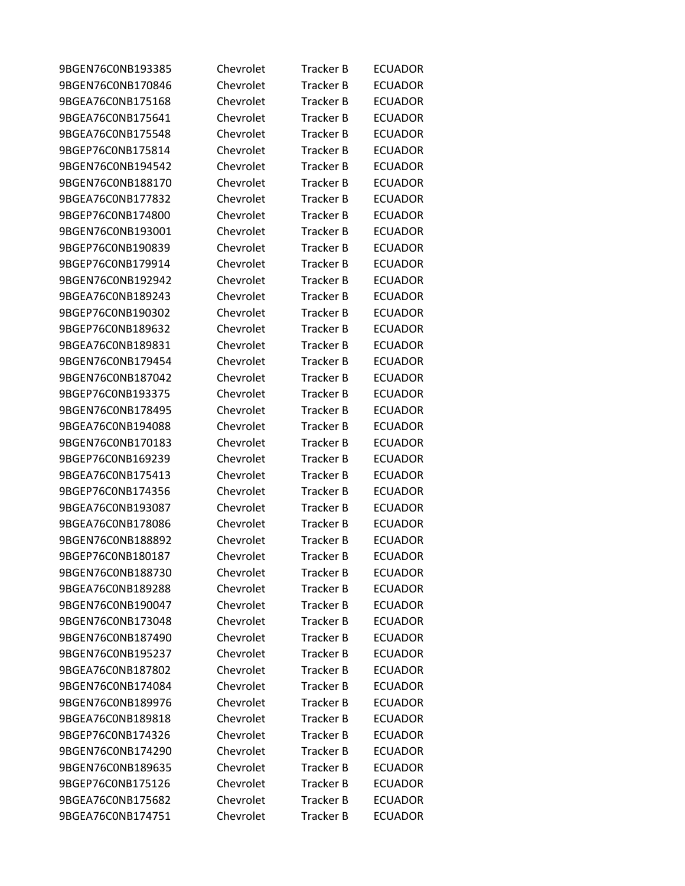| | | | |
|---|---|---|---|
| 9BGEN76C0NB193385 | Chevrolet | Tracker B | ECUADOR |
| 9BGEN76C0NB170846 | Chevrolet | Tracker B | ECUADOR |
| 9BGEA76C0NB175168 | Chevrolet | Tracker B | ECUADOR |
| 9BGEA76C0NB175641 | Chevrolet | Tracker B | ECUADOR |
| 9BGEA76C0NB175548 | Chevrolet | Tracker B | ECUADOR |
| 9BGEP76C0NB175814 | Chevrolet | Tracker B | ECUADOR |
| 9BGEN76C0NB194542 | Chevrolet | Tracker B | ECUADOR |
| 9BGEN76C0NB188170 | Chevrolet | Tracker B | ECUADOR |
| 9BGEA76C0NB177832 | Chevrolet | Tracker B | ECUADOR |
| 9BGEP76C0NB174800 | Chevrolet | Tracker B | ECUADOR |
| 9BGEN76C0NB193001 | Chevrolet | Tracker B | ECUADOR |
| 9BGEP76C0NB190839 | Chevrolet | Tracker B | ECUADOR |
| 9BGEP76C0NB179914 | Chevrolet | Tracker B | ECUADOR |
| 9BGEN76C0NB192942 | Chevrolet | Tracker B | ECUADOR |
| 9BGEA76C0NB189243 | Chevrolet | Tracker B | ECUADOR |
| 9BGEP76C0NB190302 | Chevrolet | Tracker B | ECUADOR |
| 9BGEP76C0NB189632 | Chevrolet | Tracker B | ECUADOR |
| 9BGEA76C0NB189831 | Chevrolet | Tracker B | ECUADOR |
| 9BGEN76C0NB179454 | Chevrolet | Tracker B | ECUADOR |
| 9BGEN76C0NB187042 | Chevrolet | Tracker B | ECUADOR |
| 9BGEP76C0NB193375 | Chevrolet | Tracker B | ECUADOR |
| 9BGEN76C0NB178495 | Chevrolet | Tracker B | ECUADOR |
| 9BGEA76C0NB194088 | Chevrolet | Tracker B | ECUADOR |
| 9BGEN76C0NB170183 | Chevrolet | Tracker B | ECUADOR |
| 9BGEP76C0NB169239 | Chevrolet | Tracker B | ECUADOR |
| 9BGEA76C0NB175413 | Chevrolet | Tracker B | ECUADOR |
| 9BGEP76C0NB174356 | Chevrolet | Tracker B | ECUADOR |
| 9BGEA76C0NB193087 | Chevrolet | Tracker B | ECUADOR |
| 9BGEA76C0NB178086 | Chevrolet | Tracker B | ECUADOR |
| 9BGEN76C0NB188892 | Chevrolet | Tracker B | ECUADOR |
| 9BGEP76C0NB180187 | Chevrolet | Tracker B | ECUADOR |
| 9BGEN76C0NB188730 | Chevrolet | Tracker B | ECUADOR |
| 9BGEA76C0NB189288 | Chevrolet | Tracker B | ECUADOR |
| 9BGEN76C0NB190047 | Chevrolet | Tracker B | ECUADOR |
| 9BGEN76C0NB173048 | Chevrolet | Tracker B | ECUADOR |
| 9BGEN76C0NB187490 | Chevrolet | Tracker B | ECUADOR |
| 9BGEN76C0NB195237 | Chevrolet | Tracker B | ECUADOR |
| 9BGEA76C0NB187802 | Chevrolet | Tracker B | ECUADOR |
| 9BGEN76C0NB174084 | Chevrolet | Tracker B | ECUADOR |
| 9BGEN76C0NB189976 | Chevrolet | Tracker B | ECUADOR |
| 9BGEA76C0NB189818 | Chevrolet | Tracker B | ECUADOR |
| 9BGEP76C0NB174326 | Chevrolet | Tracker B | ECUADOR |
| 9BGEN76C0NB174290 | Chevrolet | Tracker B | ECUADOR |
| 9BGEN76C0NB189635 | Chevrolet | Tracker B | ECUADOR |
| 9BGEP76C0NB175126 | Chevrolet | Tracker B | ECUADOR |
| 9BGEA76C0NB175682 | Chevrolet | Tracker B | ECUADOR |
| 9BGEA76C0NB174751 | Chevrolet | Tracker B | ECUADOR |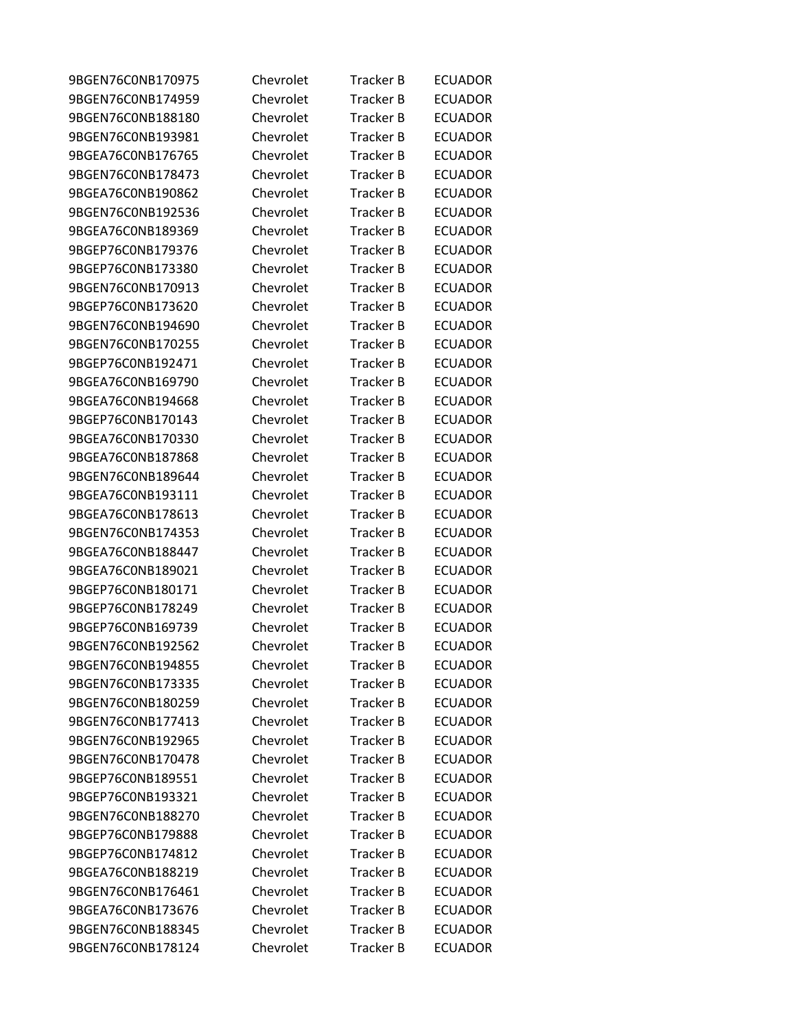| | | | |
|---|---|---|---|
| 9BGEN76C0NB170975 | Chevrolet | Tracker B | ECUADOR |
| 9BGEN76C0NB174959 | Chevrolet | Tracker B | ECUADOR |
| 9BGEN76C0NB188180 | Chevrolet | Tracker B | ECUADOR |
| 9BGEN76C0NB193981 | Chevrolet | Tracker B | ECUADOR |
| 9BGEA76C0NB176765 | Chevrolet | Tracker B | ECUADOR |
| 9BGEN76C0NB178473 | Chevrolet | Tracker B | ECUADOR |
| 9BGEA76C0NB190862 | Chevrolet | Tracker B | ECUADOR |
| 9BGEN76C0NB192536 | Chevrolet | Tracker B | ECUADOR |
| 9BGEA76C0NB189369 | Chevrolet | Tracker B | ECUADOR |
| 9BGEP76C0NB179376 | Chevrolet | Tracker B | ECUADOR |
| 9BGEP76C0NB173380 | Chevrolet | Tracker B | ECUADOR |
| 9BGEN76C0NB170913 | Chevrolet | Tracker B | ECUADOR |
| 9BGEP76C0NB173620 | Chevrolet | Tracker B | ECUADOR |
| 9BGEN76C0NB194690 | Chevrolet | Tracker B | ECUADOR |
| 9BGEN76C0NB170255 | Chevrolet | Tracker B | ECUADOR |
| 9BGEP76C0NB192471 | Chevrolet | Tracker B | ECUADOR |
| 9BGEA76C0NB169790 | Chevrolet | Tracker B | ECUADOR |
| 9BGEA76C0NB194668 | Chevrolet | Tracker B | ECUADOR |
| 9BGEP76C0NB170143 | Chevrolet | Tracker B | ECUADOR |
| 9BGEA76C0NB170330 | Chevrolet | Tracker B | ECUADOR |
| 9BGEA76C0NB187868 | Chevrolet | Tracker B | ECUADOR |
| 9BGEN76C0NB189644 | Chevrolet | Tracker B | ECUADOR |
| 9BGEA76C0NB193111 | Chevrolet | Tracker B | ECUADOR |
| 9BGEA76C0NB178613 | Chevrolet | Tracker B | ECUADOR |
| 9BGEN76C0NB174353 | Chevrolet | Tracker B | ECUADOR |
| 9BGEA76C0NB188447 | Chevrolet | Tracker B | ECUADOR |
| 9BGEA76C0NB189021 | Chevrolet | Tracker B | ECUADOR |
| 9BGEP76C0NB180171 | Chevrolet | Tracker B | ECUADOR |
| 9BGEP76C0NB178249 | Chevrolet | Tracker B | ECUADOR |
| 9BGEP76C0NB169739 | Chevrolet | Tracker B | ECUADOR |
| 9BGEN76C0NB192562 | Chevrolet | Tracker B | ECUADOR |
| 9BGEN76C0NB194855 | Chevrolet | Tracker B | ECUADOR |
| 9BGEN76C0NB173335 | Chevrolet | Tracker B | ECUADOR |
| 9BGEN76C0NB180259 | Chevrolet | Tracker B | ECUADOR |
| 9BGEN76C0NB177413 | Chevrolet | Tracker B | ECUADOR |
| 9BGEN76C0NB192965 | Chevrolet | Tracker B | ECUADOR |
| 9BGEN76C0NB170478 | Chevrolet | Tracker B | ECUADOR |
| 9BGEP76C0NB189551 | Chevrolet | Tracker B | ECUADOR |
| 9BGEP76C0NB193321 | Chevrolet | Tracker B | ECUADOR |
| 9BGEN76C0NB188270 | Chevrolet | Tracker B | ECUADOR |
| 9BGEP76C0NB179888 | Chevrolet | Tracker B | ECUADOR |
| 9BGEP76C0NB174812 | Chevrolet | Tracker B | ECUADOR |
| 9BGEA76C0NB188219 | Chevrolet | Tracker B | ECUADOR |
| 9BGEN76C0NB176461 | Chevrolet | Tracker B | ECUADOR |
| 9BGEA76C0NB173676 | Chevrolet | Tracker B | ECUADOR |
| 9BGEN76C0NB188345 | Chevrolet | Tracker B | ECUADOR |
| 9BGEN76C0NB178124 | Chevrolet | Tracker B | ECUADOR |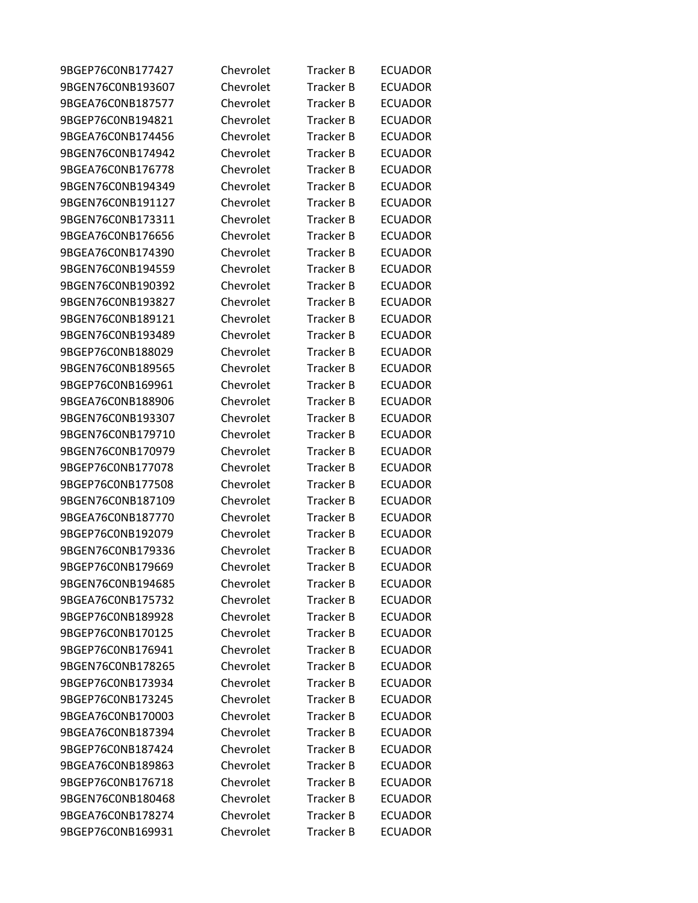| | | | |
|---|---|---|---|
| 9BGEP76C0NB177427 | Chevrolet | Tracker B | ECUADOR |
| 9BGEN76C0NB193607 | Chevrolet | Tracker B | ECUADOR |
| 9BGEA76C0NB187577 | Chevrolet | Tracker B | ECUADOR |
| 9BGEP76C0NB194821 | Chevrolet | Tracker B | ECUADOR |
| 9BGEA76C0NB174456 | Chevrolet | Tracker B | ECUADOR |
| 9BGEN76C0NB174942 | Chevrolet | Tracker B | ECUADOR |
| 9BGEA76C0NB176778 | Chevrolet | Tracker B | ECUADOR |
| 9BGEN76C0NB194349 | Chevrolet | Tracker B | ECUADOR |
| 9BGEN76C0NB191127 | Chevrolet | Tracker B | ECUADOR |
| 9BGEN76C0NB173311 | Chevrolet | Tracker B | ECUADOR |
| 9BGEA76C0NB176656 | Chevrolet | Tracker B | ECUADOR |
| 9BGEA76C0NB174390 | Chevrolet | Tracker B | ECUADOR |
| 9BGEN76C0NB194559 | Chevrolet | Tracker B | ECUADOR |
| 9BGEN76C0NB190392 | Chevrolet | Tracker B | ECUADOR |
| 9BGEN76C0NB193827 | Chevrolet | Tracker B | ECUADOR |
| 9BGEN76C0NB189121 | Chevrolet | Tracker B | ECUADOR |
| 9BGEN76C0NB193489 | Chevrolet | Tracker B | ECUADOR |
| 9BGEP76C0NB188029 | Chevrolet | Tracker B | ECUADOR |
| 9BGEN76C0NB189565 | Chevrolet | Tracker B | ECUADOR |
| 9BGEP76C0NB169961 | Chevrolet | Tracker B | ECUADOR |
| 9BGEA76C0NB188906 | Chevrolet | Tracker B | ECUADOR |
| 9BGEN76C0NB193307 | Chevrolet | Tracker B | ECUADOR |
| 9BGEN76C0NB179710 | Chevrolet | Tracker B | ECUADOR |
| 9BGEN76C0NB170979 | Chevrolet | Tracker B | ECUADOR |
| 9BGEP76C0NB177078 | Chevrolet | Tracker B | ECUADOR |
| 9BGEP76C0NB177508 | Chevrolet | Tracker B | ECUADOR |
| 9BGEN76C0NB187109 | Chevrolet | Tracker B | ECUADOR |
| 9BGEA76C0NB187770 | Chevrolet | Tracker B | ECUADOR |
| 9BGEP76C0NB192079 | Chevrolet | Tracker B | ECUADOR |
| 9BGEN76C0NB179336 | Chevrolet | Tracker B | ECUADOR |
| 9BGEP76C0NB179669 | Chevrolet | Tracker B | ECUADOR |
| 9BGEN76C0NB194685 | Chevrolet | Tracker B | ECUADOR |
| 9BGEA76C0NB175732 | Chevrolet | Tracker B | ECUADOR |
| 9BGEP76C0NB189928 | Chevrolet | Tracker B | ECUADOR |
| 9BGEP76C0NB170125 | Chevrolet | Tracker B | ECUADOR |
| 9BGEP76C0NB176941 | Chevrolet | Tracker B | ECUADOR |
| 9BGEN76C0NB178265 | Chevrolet | Tracker B | ECUADOR |
| 9BGEP76C0NB173934 | Chevrolet | Tracker B | ECUADOR |
| 9BGEP76C0NB173245 | Chevrolet | Tracker B | ECUADOR |
| 9BGEA76C0NB170003 | Chevrolet | Tracker B | ECUADOR |
| 9BGEA76C0NB187394 | Chevrolet | Tracker B | ECUADOR |
| 9BGEP76C0NB187424 | Chevrolet | Tracker B | ECUADOR |
| 9BGEA76C0NB189863 | Chevrolet | Tracker B | ECUADOR |
| 9BGEP76C0NB176718 | Chevrolet | Tracker B | ECUADOR |
| 9BGEN76C0NB180468 | Chevrolet | Tracker B | ECUADOR |
| 9BGEA76C0NB178274 | Chevrolet | Tracker B | ECUADOR |
| 9BGEP76C0NB169931 | Chevrolet | Tracker B | ECUADOR |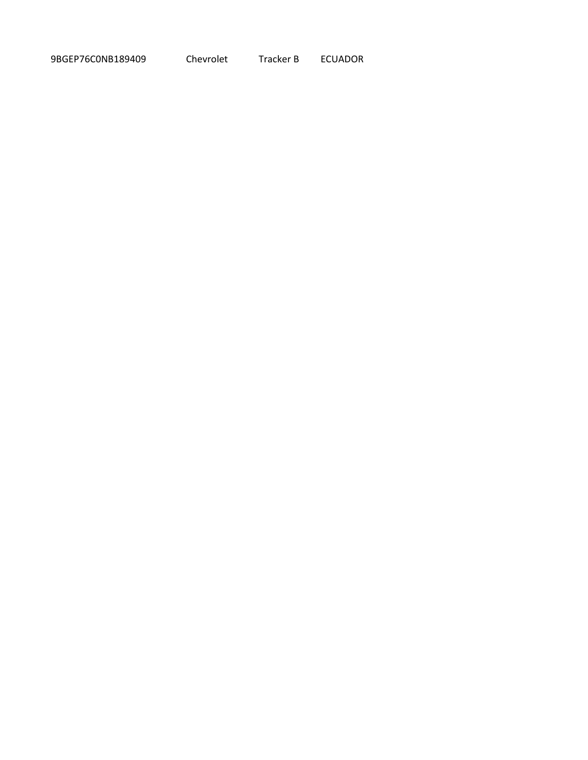| | | | |
|---|---|---|---|
| 9BGEP76C0NB189409 | Chevrolet | Tracker B | ECUADOR |